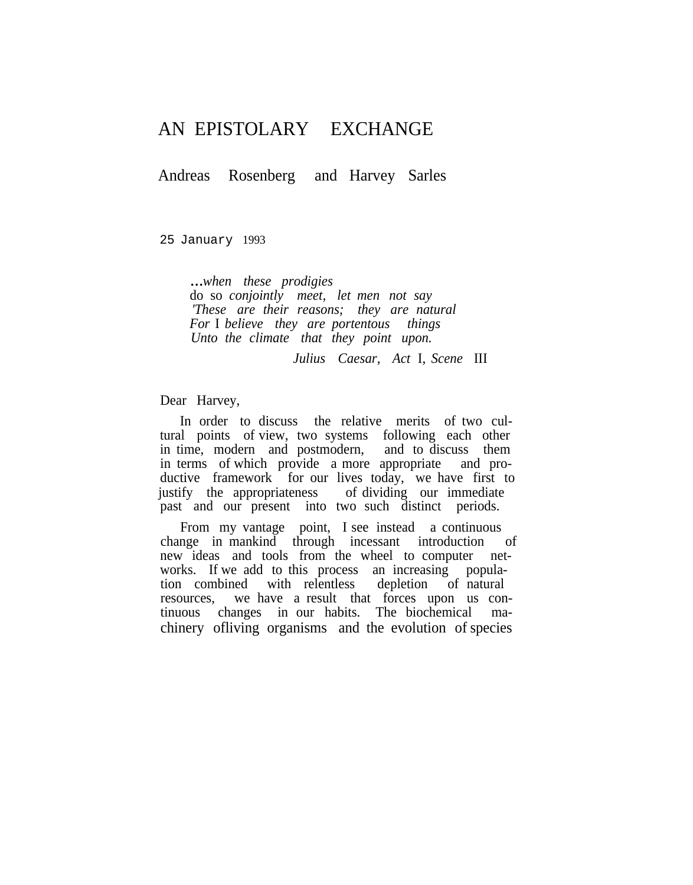# AN EPISTOLARY EXCHANGE

## Andreas Rosenberg and Harvey Sarles

25 January 1993

> *...when these prodigies*
> do so *conjointly meet, let men not say*
> *'These are their reasons; they are natural*
> *For* I *believe they are portentous things*
> *Unto the climate that they point upon.*
>
> *Julius Caesar, Act* I, *Scene* III

Dear Harvey,

In order to discuss the relative merits of two cultural points of view, two systems following each other in time, modern and postmodern, and to discuss them in terms of which provide a more appropriate and productive framework for our lives today, we have first to justify the appropriateness of dividing our immediate past and our present into two such distinct periods.

From my vantage point, I see instead a continuous change in mankind through incessant introduction of new ideas and tools from the wheel to computer networks. If we add to this process an increasing population combined with relentless depletion of natural resources, we have a result that forces upon us continuous changes in our habits. The biochemical machinery ofliving organisms and the evolution of species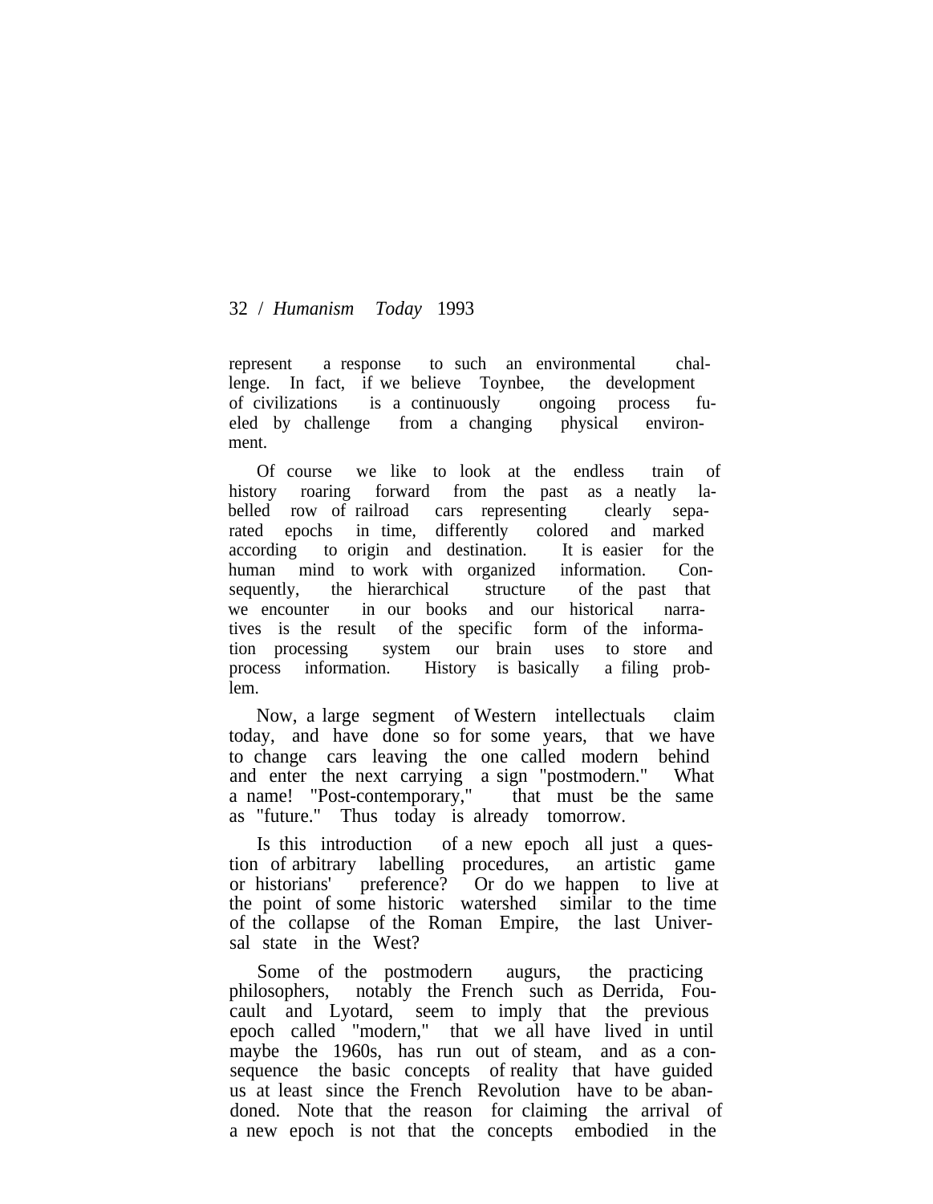represent a response to such an environmental challenge. In fact, if we believe Toynbee, the development of civilizations is a continuously ongoing process fueled by challenge from a changing physical environment.

Of course we like to look at the endless train of history roaring forward from the past as a neatly labelled row of railroad cars representing clearly separated epochs in time, differently colored and marked according to origin and destination. It is easier for the human mind to work with organized information. Consequently, the hierarchical structure of the past that we encounter in our books and our historical narratives is the result of the specific form of the information processing system our brain uses to store and process information. History is basically a filing problem.

Now, a large segment of Western intellectuals claim today, and have done so for some years, that we have to change cars leaving the one called modern behind and enter the next carrying a sign "postmodern." What a name! "Post-contemporary," that must be the same as "future." Thus today is already tomorrow.

Is this introduction of a new epoch all just a question of arbitrary labelling procedures, an artistic game or historians' preference? Or do we happen to live at the point of some historic watershed similar to the time of the collapse of the Roman Empire, the last Universal state in the West?

Some of the postmodern augurs, the practicing philosophers, notably the French such as Derrida, Foucault and Lyotard, seem to imply that the previous epoch called "modern," that we all have lived in until maybe the 1960s, has run out of steam, and as a consequence the basic concepts of reality that have guided us at least since the French Revolution have to be abandoned. Note that the reason for claiming the arrival of a new epoch is not that the concepts embodied in the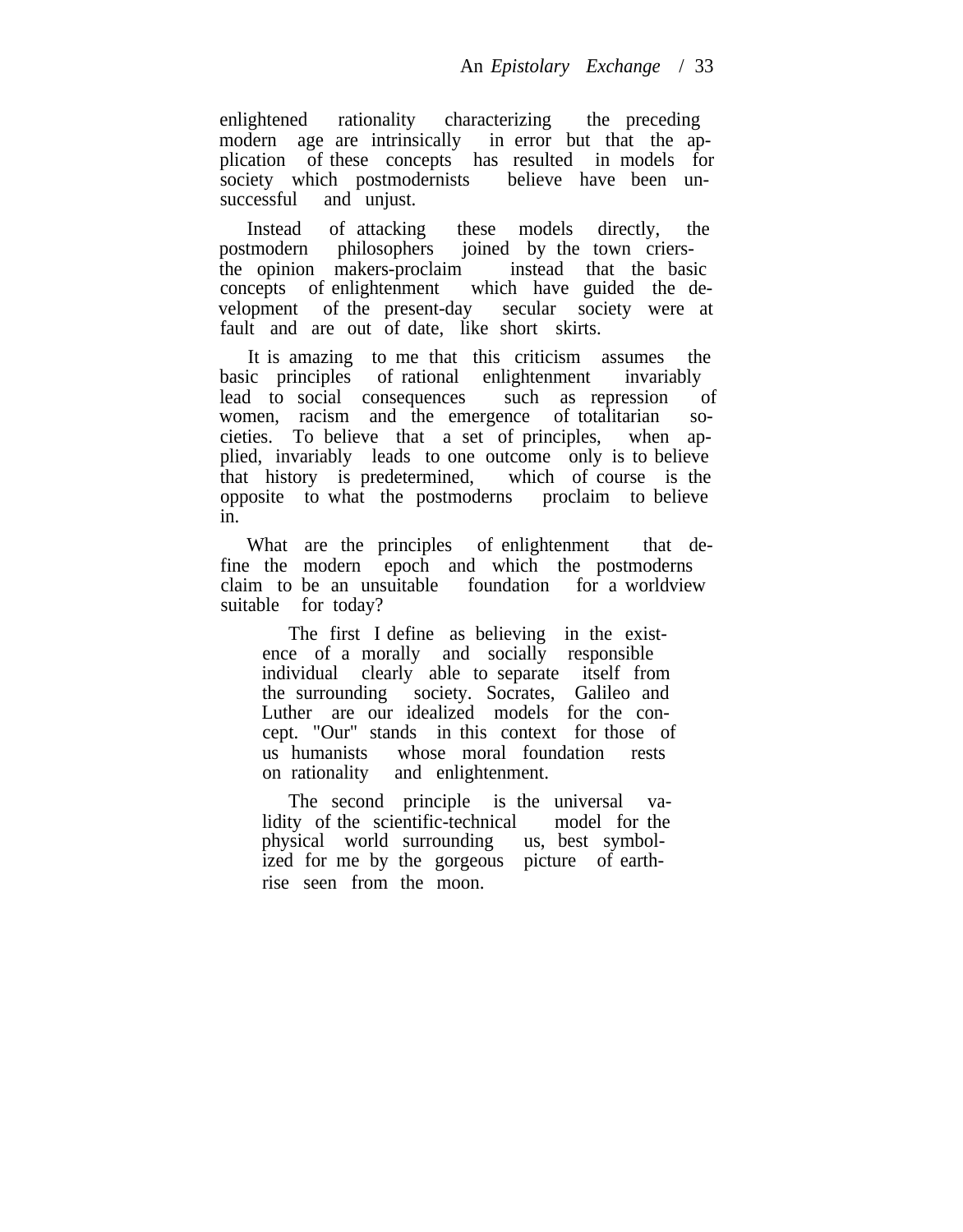enlightened rationality characterizing the preceding modern age are intrinsically in error but that the application of these concepts has resulted in models for society which postmodernists believe have been unsuccessful and unjust.

Instead of attacking these models directly, the postmodern philosophers joined by the town criers-the opinion makers-proclaim instead that the basic concepts of enlightenment which have guided the development of the present-day secular society were at fault and are out of date, like short skirts.

It is amazing to me that this criticism assumes the basic principles of rational enlightenment invariably lead to social consequences such as repression of women, racism and the emergence of totalitarian societies. To believe that a set of principles, when applied, invariably leads to one outcome only is to believe that history is predetermined, which of course is the opposite to what the postmoderns proclaim to believe in.

What are the principles of enlightenment that define the modern epoch and which the postmoderns claim to be an unsuitable foundation for a worldview suitable for today?

> The first I define as believing in the existence of a morally and socially responsible individual clearly able to separate itself from the surrounding society. Socrates, Galileo and Luther are our idealized models for the concept. "Our" stands in this context for those of us humanists whose moral foundation rests on rationality and enlightenment.
>
> The second principle is the universal validity of the scientific-technical model for the physical world surrounding us, best symbolized for me by the gorgeous picture of earthrise seen from the moon.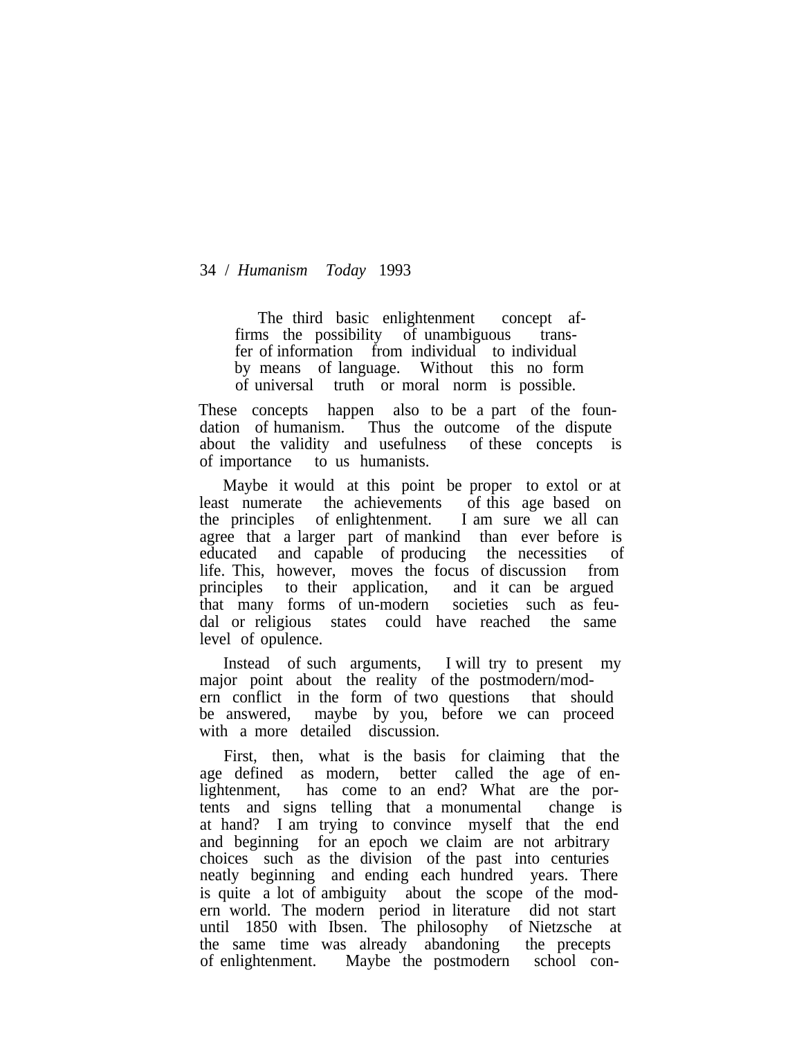> The third basic enlightenment concept affirms the possibility of unambiguous transfer of information from individual to individual by means of language. Without this no form of universal truth or moral norm is possible.

These concepts happen also to be a part of the foundation of humanism. Thus the outcome of the dispute about the validity and usefulness of these concepts is of importance to us humanists.

Maybe it would at this point be proper to extol or at least numerate the achievements of this age based on the principles of enlightenment. I am sure we all can agree that a larger part of mankind than ever before is educated and capable of producing the necessities of life. This, however, moves the focus of discussion from principles to their application, and it can be argued that many forms of un-modern societies such as feudal or religious states could have reached the same level of opulence.

Instead of such arguments, I will try to present my major point about the reality of the postmodern/modern conflict in the form of two questions that should be answered, maybe by you, before we can proceed with a more detailed discussion.

First, then, what is the basis for claiming that the age defined as modern, better called the age of enlightenment, has come to an end? What are the portents and signs telling that a monumental change is at hand? I am trying to convince myself that the end and beginning for an epoch we claim are not arbitrary choices such as the division of the past into centuries neatly beginning and ending each hundred years. There is quite a lot of ambiguity about the scope of the modern world. The modern period in literature did not start until 1850 with Ibsen. The philosophy of Nietzsche at the same time was already abandoning the precepts of enlightenment. Maybe the postmodern school con-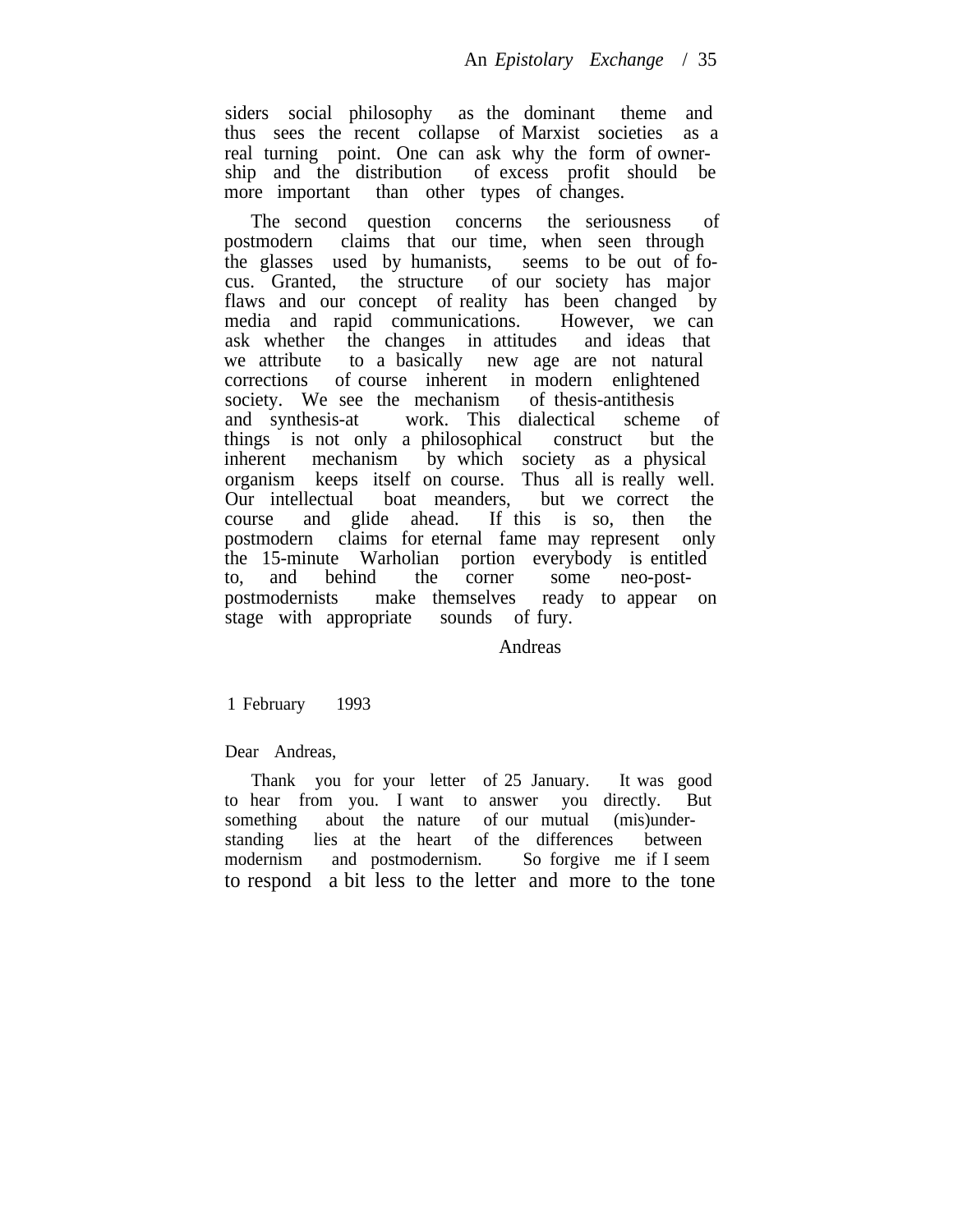siders social philosophy as the dominant theme and thus sees the recent collapse of Marxist societies as a real turning point. One can ask why the form of ownership and the distribution of excess profit should be more important than other types of changes.

The second question concerns the seriousness of postmodern claims that our time, when seen through the glasses used by humanists, seems to be out of focus. Granted, the structure of our society has major flaws and our concept of reality has been changed by media and rapid communications. However, we can ask whether the changes in attitudes and ideas that we attribute to a basically new age are not natural corrections of course inherent in modern enlightened society. We see the mechanism of thesis-antithesis and synthesis-at work. This dialectical scheme of things is not only a philosophical construct but the inherent mechanism by which society as a physical organism keeps itself on course. Thus all is really well. Our intellectual boat meanders, but we correct the course and glide ahead. If this is so, then the postmodern claims for eternal fame may represent only the 15-minute Warholian portion everybody is entitled to, and behind the corner some neo-post-postmodernists make themselves ready to appear on stage with appropriate sounds of fury.

Andreas

1 February 1993

Dear Andreas,

Thank you for your letter of 25 January. It was good to hear from you. I want to answer you directly. But something about the nature of our mutual (mis)understanding lies at the heart of the differences between modernism and postmodernism. So forgive me if I seem to respond a bit less to the letter and more to the tone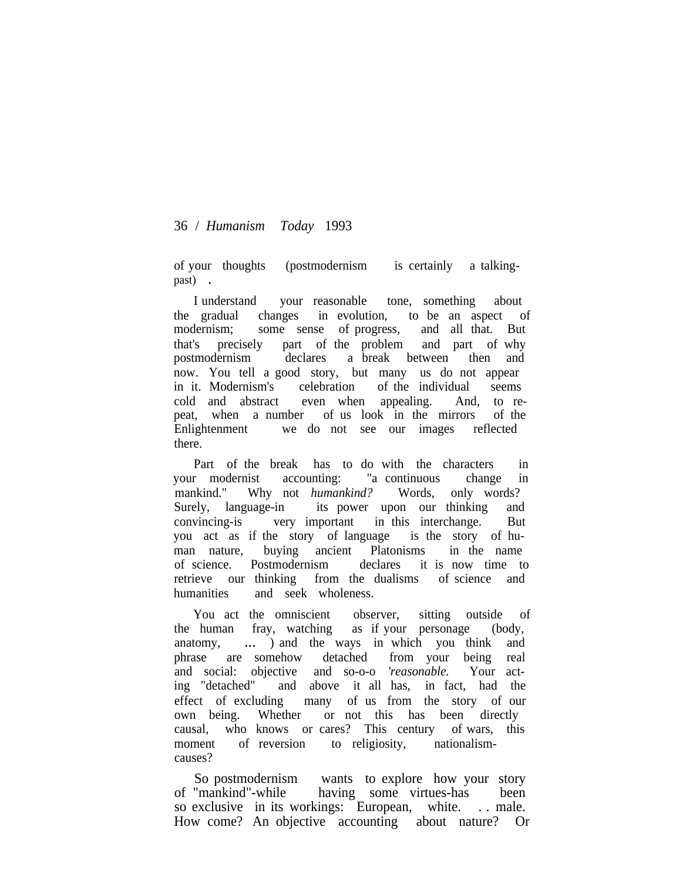of your thoughts (postmodernism is certainly a talking-past) .

I understand your reasonable tone, something about the gradual changes in evolution, to be an aspect of modernism; some sense of progress, and all that. But that's precisely part of the problem and part of why postmodernism declares a break between then and now. You tell a good story, but many us do not appear in it. Modernism's celebration of the individual seems cold and abstract even when appealing. And, to repeat, when a number of us look in the mirrors of the Enlightenment we do not see our images reflected there.

Part of the break has to do with the characters in your modernist accounting: "a continuous change in mankind." Why not *humankind?* Words, only words? Surely, language-in its power upon our thinking and convincing-is very important in this interchange. But you act as if the story of language is the story of human nature, buying ancient Platonisms in the name of science. Postmodernism declares it is now time to retrieve our thinking from the dualisms of science and humanities and seek wholeness.

You act the omniscient observer, sitting outside of the human fray, watching as if your personage (body, anatomy, ... ) and the ways in which you think and phrase are somehow detached from your being real and social: objective and so-o-o *'reasonable.* Your acting "detached" and above it all has, in fact, had the effect of excluding many of us from the story of our own being. Whether or not this has been directly causal, who knows or cares? This century of wars, this moment of reversion to religiosity, nationalism-causes?

So postmodernism wants to explore how your story of "mankind"-while having some virtues-has been so exclusive in its workings: European, white. . . male. How come? An objective accounting about nature? Or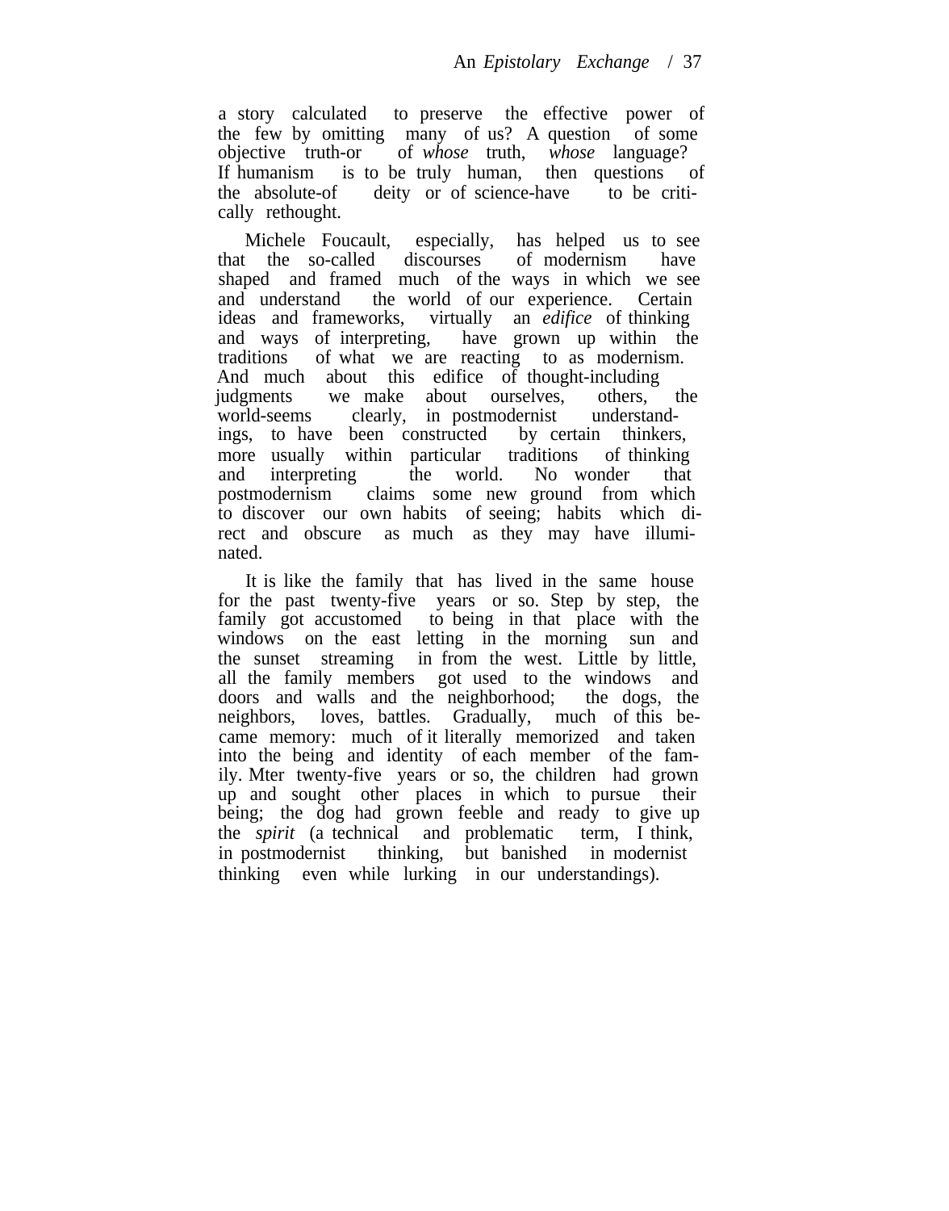a story calculated to preserve the effective power of the few by omitting many of us? A question of some objective truth-or of *whose* truth, *whose* language? If humanism is to be truly human, then questions of the absolute-of deity or of science-have to be critically rethought.

Michele Foucault, especially, has helped us to see that the so-called discourses of modernism have shaped and framed much of the ways in which we see and understand the world of our experience. Certain ideas and frameworks, virtually an *edifice* of thinking and ways of interpreting, have grown up within the traditions of what we are reacting to as modernism. And much about this edifice of thought-including judgments we make about ourselves, others, the world-seems clearly, in postmodernist understandings, to have been constructed by certain thinkers, more usually within particular traditions of thinking and interpreting the world. No wonder that postmodernism claims some new ground from which to discover our own habits of seeing; habits which direct and obscure as much as they may have illuminated.

It is like the family that has lived in the same house for the past twenty-five years or so. Step by step, the family got accustomed to being in that place with the windows on the east letting in the morning sun and the sunset streaming in from the west. Little by little, all the family members got used to the windows and doors and walls and the neighborhood; the dogs, the neighbors, loves, battles. Gradually, much of this became memory: much of it literally memorized and taken into the being and identity of each member of the family. Mter twenty-five years or so, the children had grown up and sought other places in which to pursue their being; the dog had grown feeble and ready to give up the *spirit* (a technical and problematic term, I think, in postmodernist thinking, but banished in modernist thinking even while lurking in our understandings).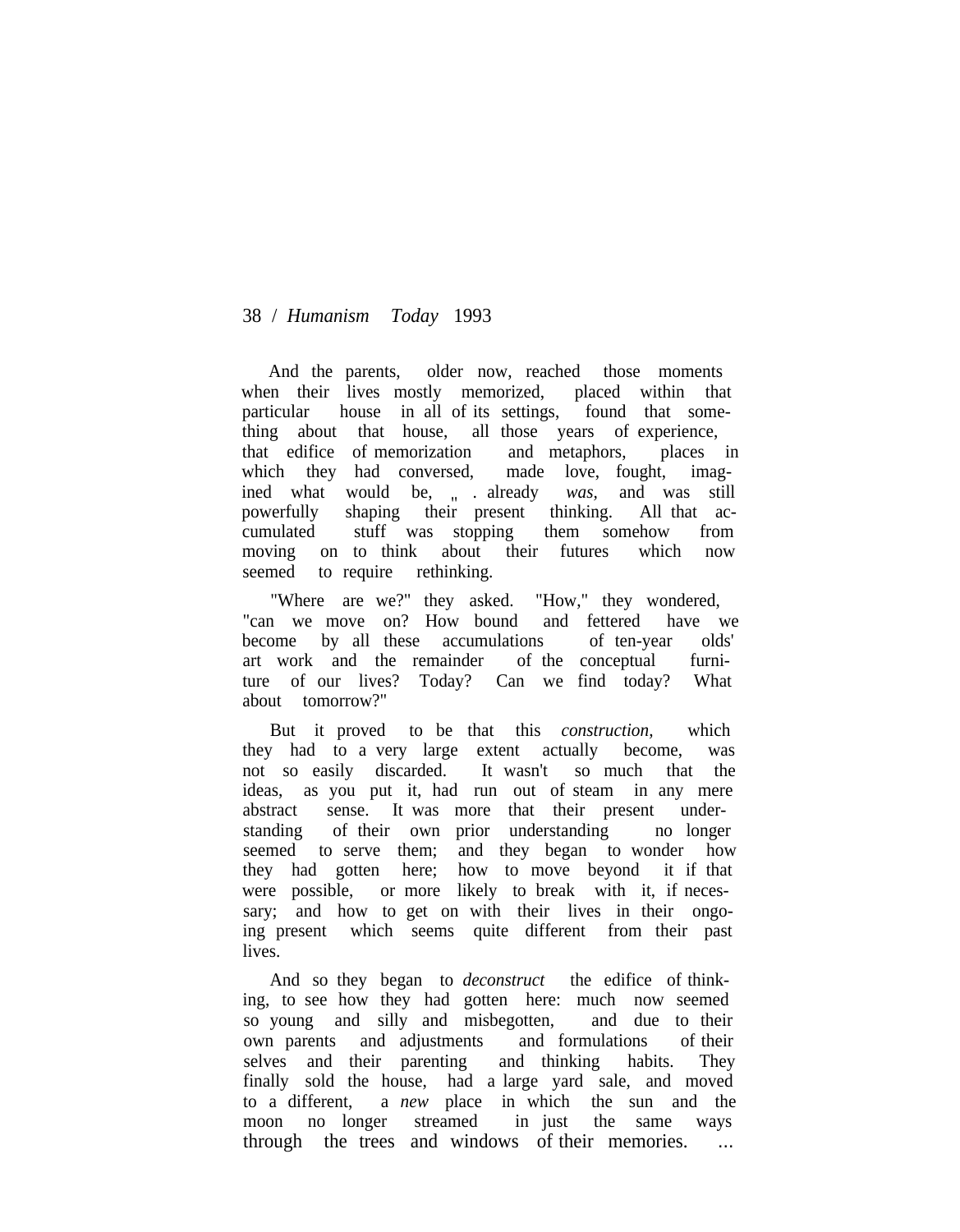And the parents, older now, reached those moments when their lives mostly memorized, placed within that particular house in all of its settings, found that something about that house, all those years of experience, that edifice of memorization and metaphors, places in which they had conversed, made love, fought, imagined what would be, " . already *was,* and was still powerfully shaping their present thinking. All that accumulated stuff was stopping them somehow from moving on to think about their futures which now seemed to require rethinking.

"Where are we?" they asked. "How," they wondered, "can we move on? How bound and fettered have we become by all these accumulations of ten-year olds' art work and the remainder of the conceptual furniture of our lives? Today? Can we find today? What about tomorrow?"

But it proved to be that this *construction,* which they had to a very large extent actually become, was not so easily discarded. It wasn't so much that the ideas, as you put it, had run out of steam in any mere abstract sense. It was more that their present understanding of their own prior understanding no longer seemed to serve them; and they began to wonder how they had gotten here; how to move beyond it if that were possible, or more likely to break with it, if necessary; and how to get on with their lives in their ongoing present which seems quite different from their past lives.

And so they began to *deconstruct* the edifice of thinking, to see how they had gotten here: much now seemed so young and silly and misbegotten, and due to their own parents and adjustments and formulations of their selves and their parenting and thinking habits. They finally sold the house, had a large yard sale, and moved to a different, a *new* place in which the sun and the moon no longer streamed in just the same ways through the trees and windows of their memories. ...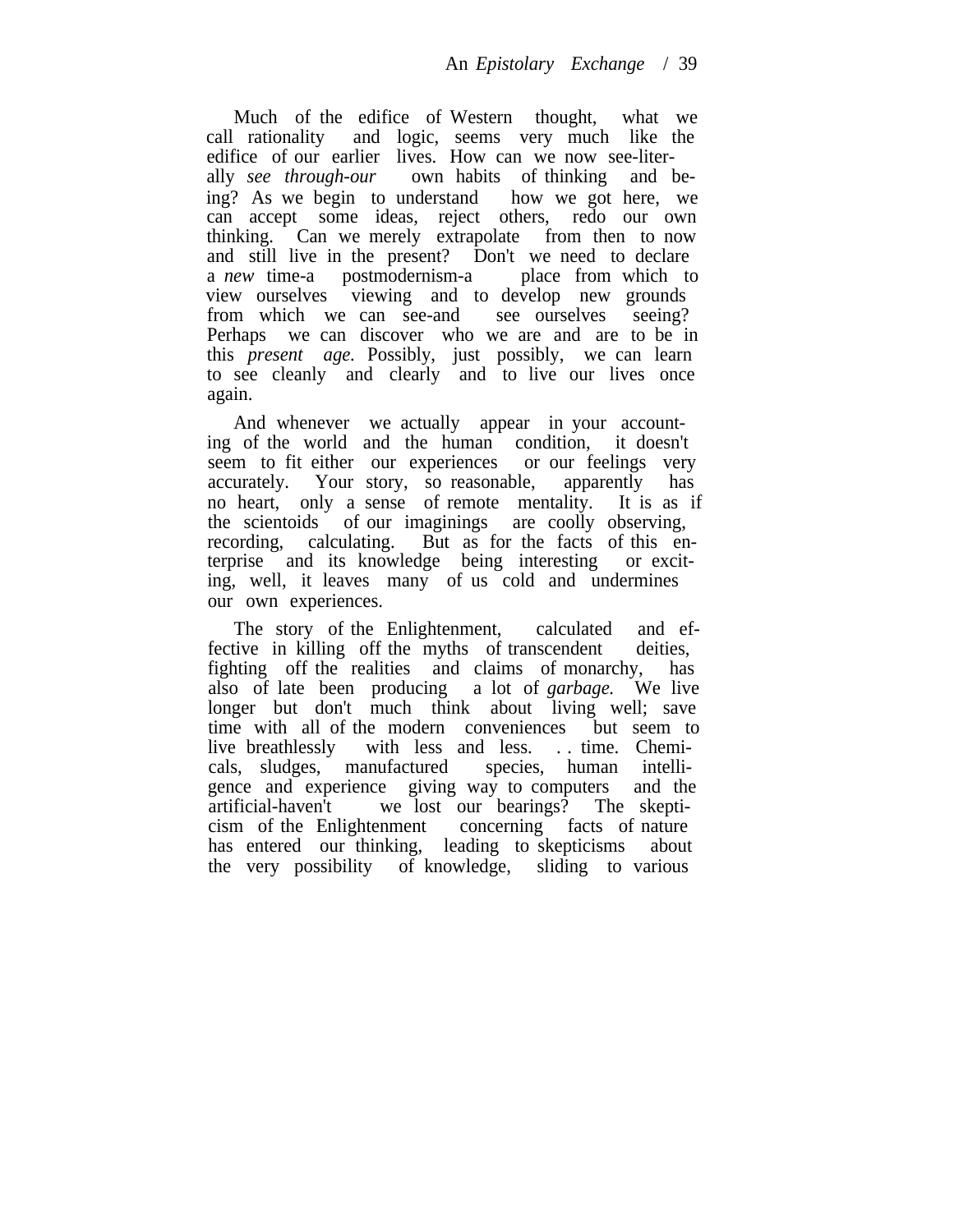Much of the edifice of Western thought, what we call rationality and logic, seems very much like the edifice of our earlier lives. How can we now see—literally *see through*—our own habits of thinking and being? As we begin to understand how we got here, we can accept some ideas, reject others, redo our own thinking. Can we merely extrapolate from then to now and still live in the present? Don't we need to declare a *new* time—a postmodernism—a place from which to view ourselves viewing and to develop new grounds from which we can see—and see ourselves seeing? Perhaps we can discover who we are and are to be in this *present age.* Possibly, just possibly, we can learn to see cleanly and clearly and to live our lives once again.

And whenever we actually appear in your accounting of the world and the human condition, it doesn't seem to fit either our experiences or our feelings very accurately. Your story, so reasonable, apparently has no heart, only a sense of remote mentality. It is as if the scientoids of our imaginings are coolly observing, recording, calculating. But as for the facts of this enterprise and its knowledge being interesting or exciting, well, it leaves many of us cold and undermines our own experiences.

The story of the Enlightenment, calculated and effective in killing off the myths of transcendent deities, fighting off the realities and claims of monarchy, has also of late been producing a lot of *garbage.* We live longer but don't much think about living well; save time with all of the modern conveniences but seem to live breathlessly with less and less. . . time. Chemicals, sludges, manufactured species, human intelligence and experience giving way to computers and the artificial—haven't we lost our bearings? The skepticism of the Enlightenment concerning facts of nature has entered our thinking, leading to skepticisms about the very possibility of knowledge, sliding to various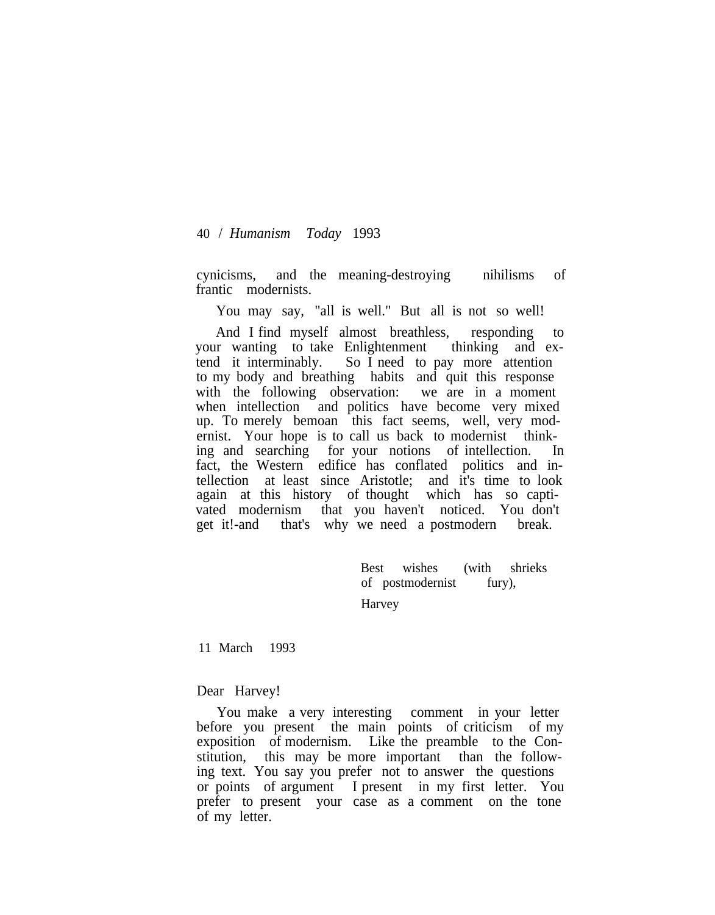cynicisms, and the meaning-destroying nihilisms of frantic modernists.

You may say, "all is well." But all is not so well!

And I find myself almost breathless, responding to your wanting to take Enlightenment thinking and extend it interminably. So I need to pay more attention to my body and breathing habits and quit this response with the following observation: we are in a moment when intellection and politics have become very mixed up. To merely bemoan this fact seems, well, very modernist. Your hope is to call us back to modernist thinking and searching for your notions of intellection. In fact, the Western edifice has conflated politics and intellection at least since Aristotle; and it's time to look again at this history of thought which has so captivated modernism that you haven't noticed. You don't get it!-and that's why we need a postmodern break.

Best wishes (with shrieks of postmodernist fury),

Harvey

11 March 1993

Dear Harvey!

You make a very interesting comment in your letter before you present the main points of criticism of my exposition of modernism. Like the preamble to the Constitution, this may be more important than the following text. You say you prefer not to answer the questions or points of argument I present in my first letter. You prefer to present your case as a comment on the tone of my letter.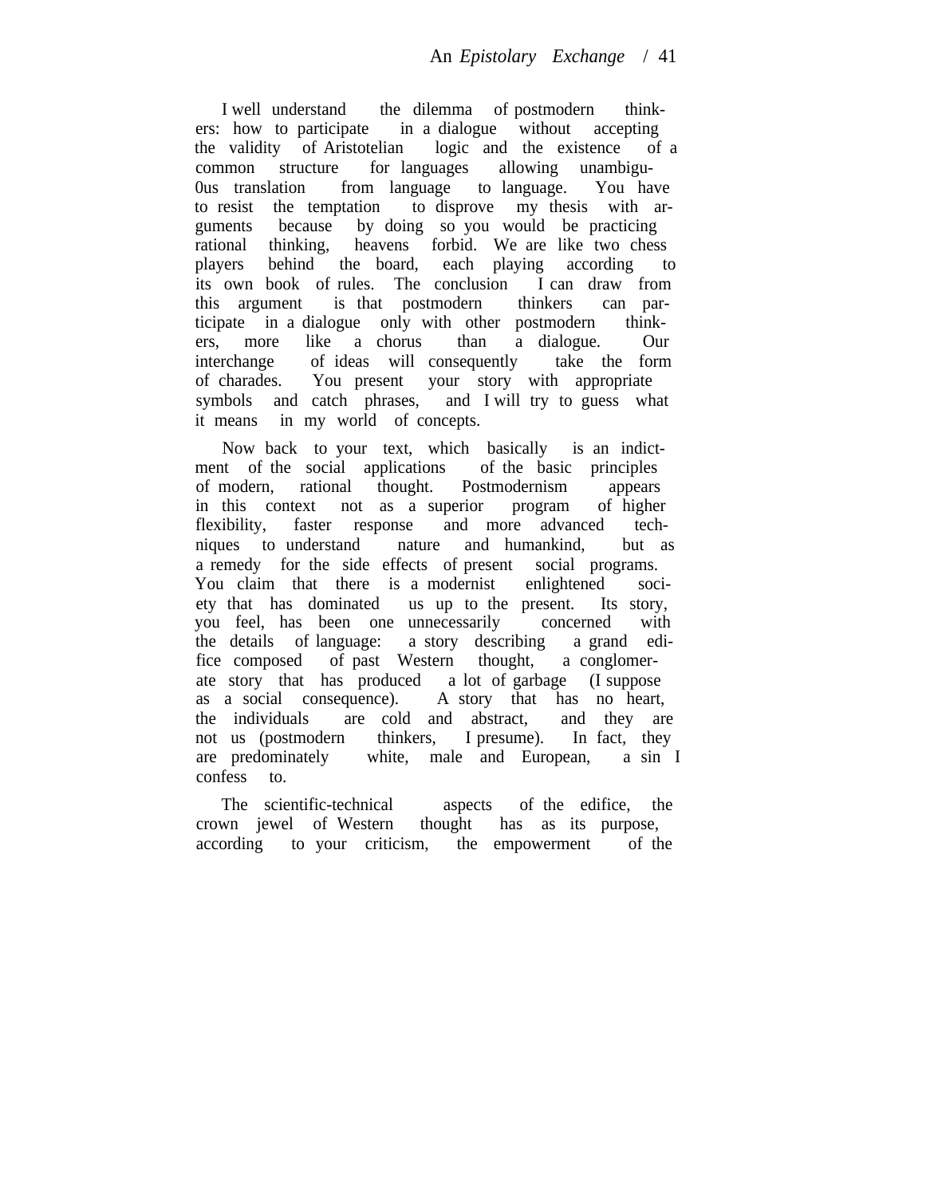I well understand the dilemma of postmodern thinkers: how to participate in a dialogue without accepting the validity of Aristotelian logic and the existence of a common structure for languages allowing unambigu-0us translation from language to language. You have to resist the temptation to disprove my thesis with arguments because by doing so you would be practicing rational thinking, heavens forbid. We are like two chess players behind the board, each playing according to its own book of rules. The conclusion I can draw from this argument is that postmodern thinkers can participate in a dialogue only with other postmodern thinkers, more like a chorus than a dialogue. Our interchange of ideas will consequently take the form of charades. You present your story with appropriate symbols and catch phrases, and I will try to guess what it means in my world of concepts.

Now back to your text, which basically is an indictment of the social applications of the basic principles of modern, rational thought. Postmodernism appears in this context not as a superior program of higher flexibility, faster response and more advanced techniques to understand nature and humankind, but as a remedy for the side effects of present social programs. You claim that there is a modernist enlightened society that has dominated us up to the present. Its story, you feel, has been one unnecessarily concerned with the details of language: a story describing a grand edifice composed of past Western thought, a conglomerate story that has produced a lot of garbage (I suppose as a social consequence). A story that has no heart, the individuals are cold and abstract, and they are not us (postmodern thinkers, I presume). In fact, they are predominately white, male and European, a sin I confess to.

The scientific-technical aspects of the edifice, the crown jewel of Western thought has as its purpose, according to your criticism, the empowerment of the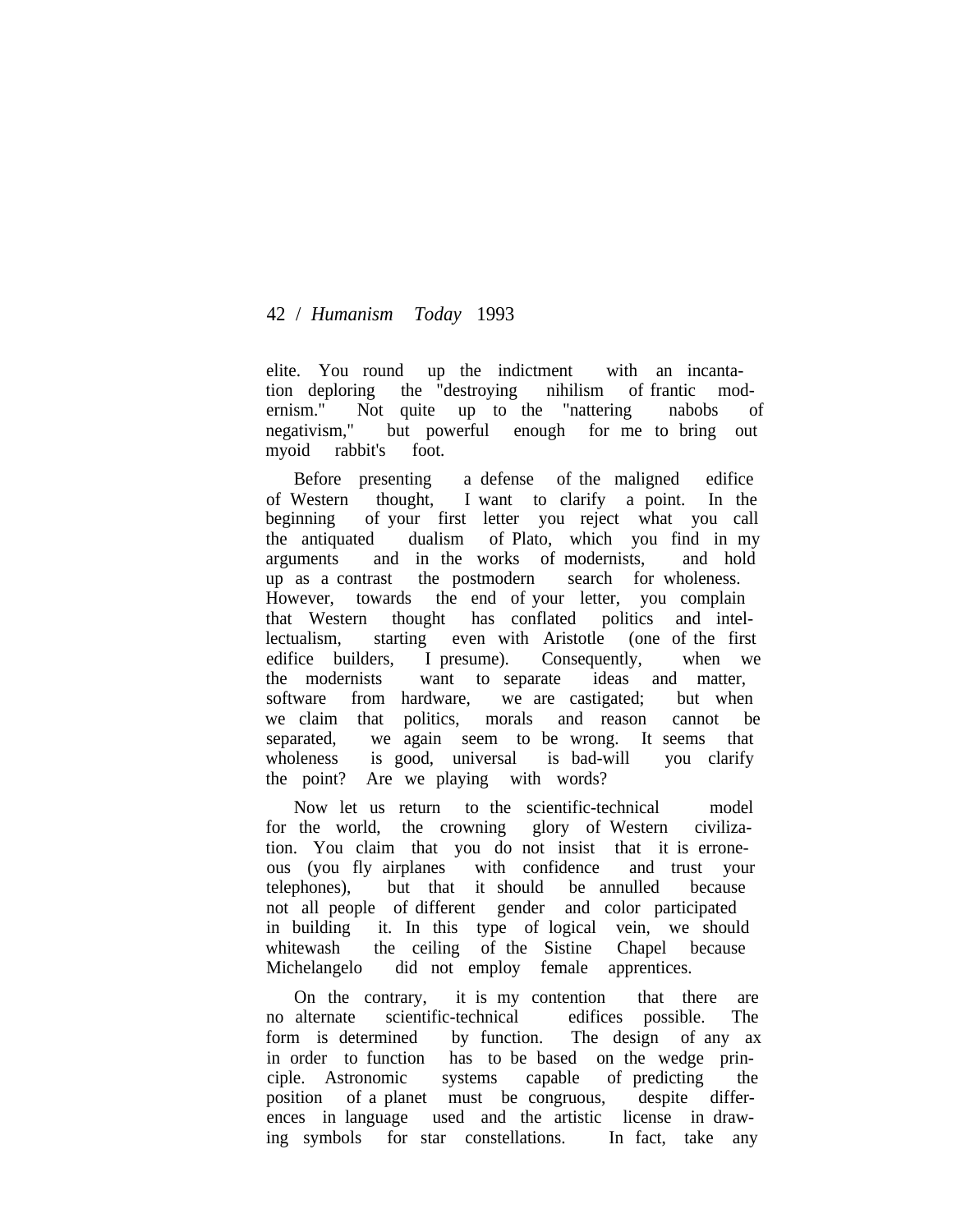elite. You round up the indictment with an incantation deploring the "destroying nihilism of frantic modernism." Not quite up to the "nattering nabobs of negativism," but powerful enough for me to bring out myoid rabbit's foot.

Before presenting a defense of the maligned edifice of Western thought, I want to clarify a point. In the beginning of your first letter you reject what you call the antiquated dualism of Plato, which you find in my arguments and in the works of modernists, and hold up as a contrast the postmodern search for wholeness. However, towards the end of your letter, you complain that Western thought has conflated politics and intellectualism, starting even with Aristotle (one of the first edifice builders, I presume). Consequently, when we the modernists want to separate ideas and matter, software from hardware, we are castigated; but when we claim that politics, morals and reason cannot be separated, we again seem to be wrong. It seems that wholeness is good, universal is bad-will you clarify the point? Are we playing with words?

Now let us return to the scientific-technical model for the world, the crowning glory of Western civilization. You claim that you do not insist that it is erroneous (you fly airplanes with confidence and trust your telephones), but that it should be annulled because not all people of different gender and color participated in building it. In this type of logical vein, we should whitewash the ceiling of the Sistine Chapel because Michelangelo did not employ female apprentices.

On the contrary, it is my contention that there are no alternate scientific-technical edifices possible. The form is determined by function. The design of any ax in order to function has to be based on the wedge principle. Astronomic systems capable of predicting the position of a planet must be congruous, despite differences in language used and the artistic license in drawing symbols for star constellations. In fact, take any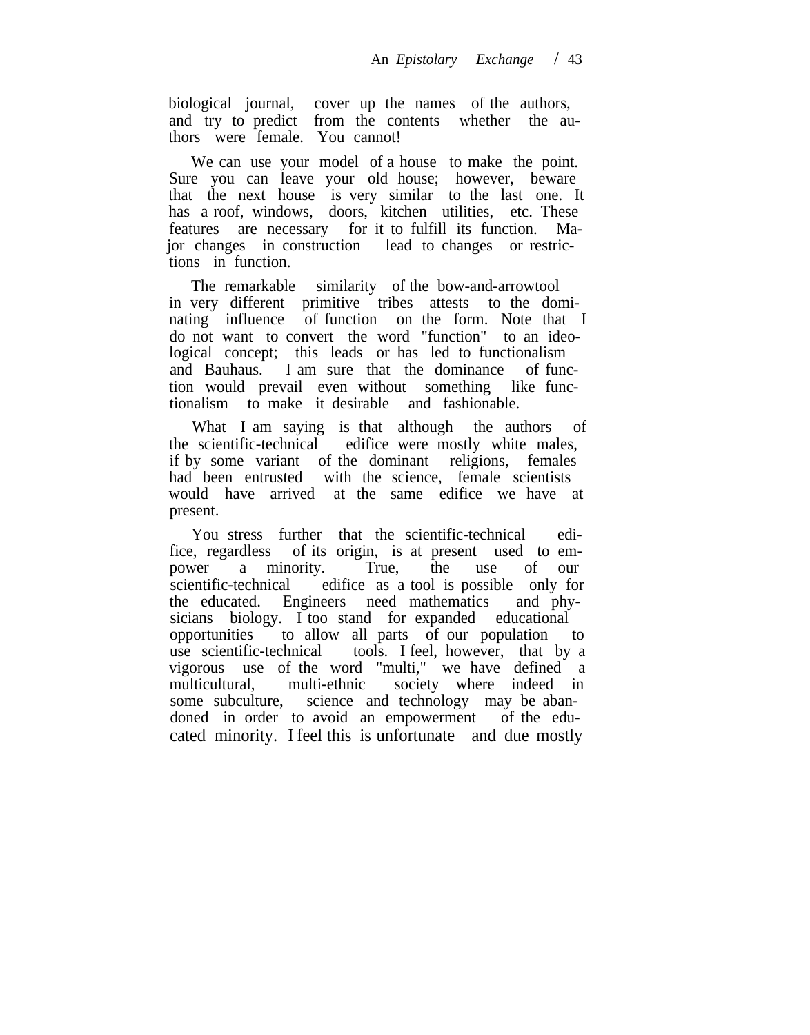biological journal, cover up the names of the authors, and try to predict from the contents whether the authors were female. You cannot!

We can use your model of a house to make the point. Sure you can leave your old house; however, beware that the next house is very similar to the last one. It has a roof, windows, doors, kitchen utilities, etc. These features are necessary for it to fulfill its function. Major changes in construction lead to changes or restrictions in function.

The remarkable similarity of the bow-and-arrowtool in very different primitive tribes attests to the dominating influence of function on the form. Note that I do not want to convert the word "function" to an ideological concept; this leads or has led to functionalism and Bauhaus. I am sure that the dominance of function would prevail even without something like functionalism to make it desirable and fashionable.

What I am saying is that although the authors of the scientific-technical edifice were mostly white males, if by some variant of the dominant religions, females had been entrusted with the science, female scientists would have arrived at the same edifice we have at present.

You stress further that the scientific-technical edifice, regardless of its origin, is at present used to empower a minority. True, the use of our scientific-technical edifice as a tool is possible only for the educated. Engineers need mathematics and physicians biology. I too stand for expanded educational opportunities to allow all parts of our population to use scientific-technical tools. I feel, however, that by a vigorous use of the word "multi," we have defined a multicultural, multi-ethnic society where indeed in some subculture, science and technology may be abandoned in order to avoid an empowerment of the educated minority. I feel this is unfortunate and due mostly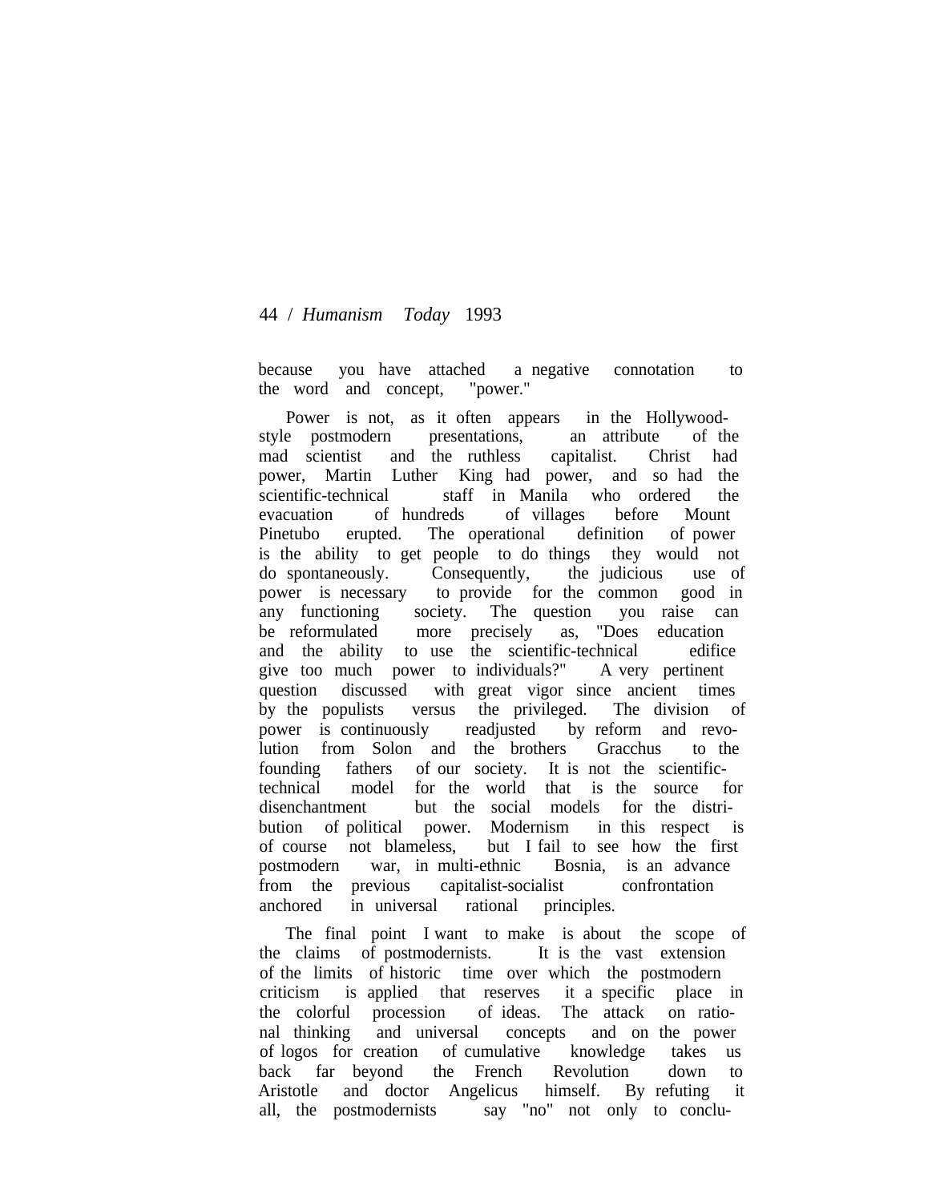because you have attached a negative connotation to the word and concept, "power."

Power is not, as it often appears in the Hollywood-style postmodern presentations, an attribute of the mad scientist and the ruthless capitalist. Christ had power, Martin Luther King had power, and so had the scientific-technical staff in Manila who ordered the evacuation of hundreds of villages before Mount Pinetubo erupted. The operational definition of power is the ability to get people to do things they would not do spontaneously. Consequently, the judicious use of power is necessary to provide for the common good in any functioning society. The question you raise can be reformulated more precisely as, "Does education and the ability to use the scientific-technical edifice give too much power to individuals?" A very pertinent question discussed with great vigor since ancient times by the populists versus the privileged. The division of power is continuously readjusted by reform and revolution from Solon and the brothers Gracchus to the founding fathers of our society. It is not the scientific-technical model for the world that is the source for disenchantment but the social models for the distribution of political power. Modernism in this respect is of course not blameless, but I fail to see how the first postmodern war, in multi-ethnic Bosnia, is an advance from the previous capitalist-socialist confrontation anchored in universal rational principles.

The final point I want to make is about the scope of the claims of postmodernists. It is the vast extension of the limits of historic time over which the postmodern criticism is applied that reserves it a specific place in the colorful procession of ideas. The attack on rational thinking and universal concepts and on the power of logos for creation of cumulative knowledge takes us back far beyond the French Revolution down to Aristotle and doctor Angelicus himself. By refuting it all, the postmodernists say "no" not only to conclu-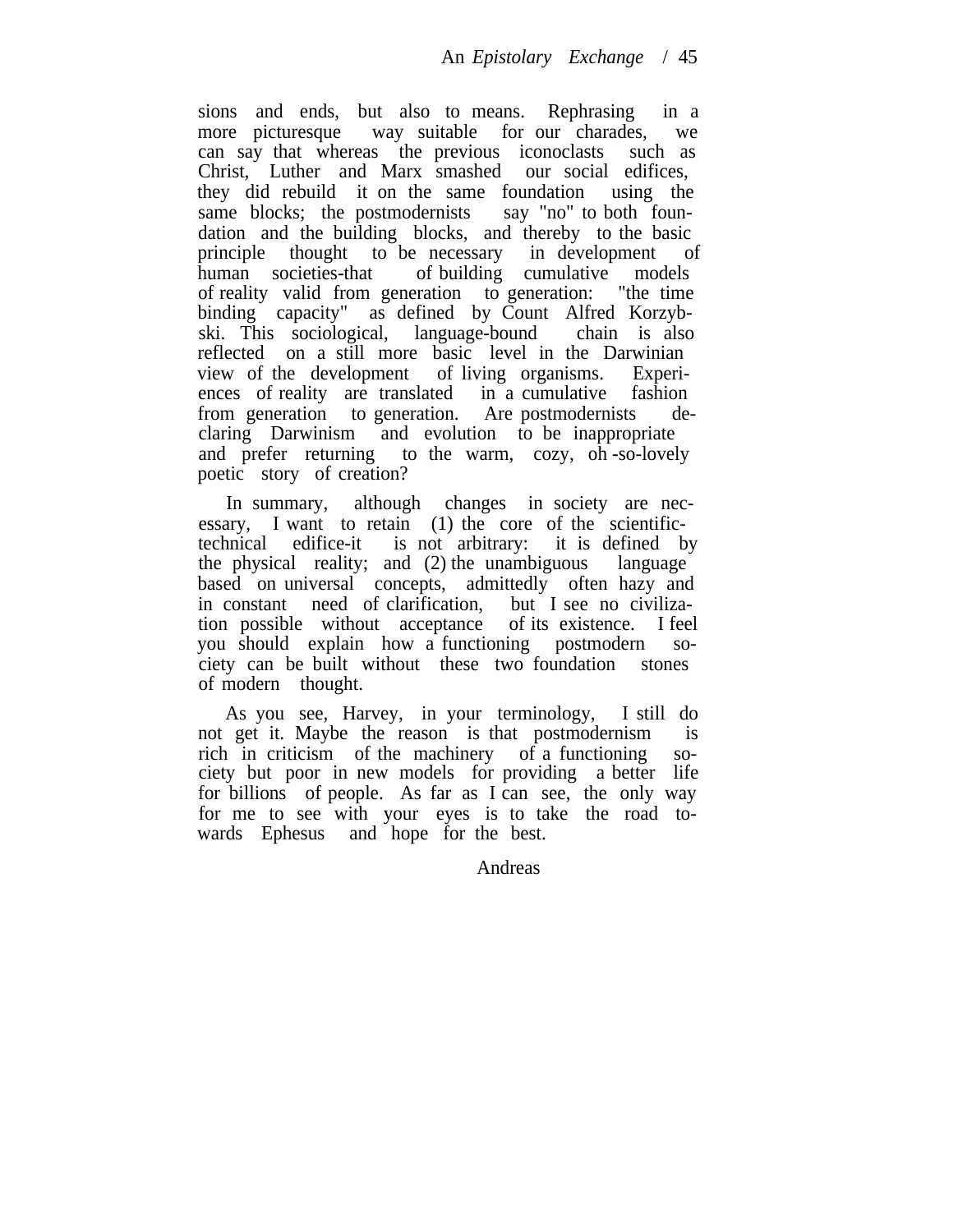sions and ends, but also to means. Rephrasing in a more picturesque way suitable for our charades, we can say that whereas the previous iconoclasts such as Christ, Luther and Marx smashed our social edifices, they did rebuild it on the same foundation using the same blocks; the postmodernists say "no" to both foundation and the building blocks, and thereby to the basic principle thought to be necessary in development of human societies-that of building cumulative models of reality valid from generation to generation: "the time binding capacity" as defined by Count Alfred Korzybski. This sociological, language-bound chain is also reflected on a still more basic level in the Darwinian view of the development of living organisms. Experiences of reality are translated in a cumulative fashion from generation to generation. Are postmodernists declaring Darwinism and evolution to be inappropriate and prefer returning to the warm, cozy, oh-so-lovely poetic story of creation?

In summary, although changes in society are necessary, I want to retain (1) the core of the scientific-technical edifice-it is not arbitrary: it is defined by the physical reality; and (2) the unambiguous language based on universal concepts, admittedly often hazy and in constant need of clarification, but I see no civilization possible without acceptance of its existence. I feel you should explain how a functioning postmodern society can be built without these two foundation stones of modern thought.

As you see, Harvey, in your terminology, I still do not get it. Maybe the reason is that postmodernism is rich in criticism of the machinery of a functioning society but poor in new models for providing a better life for billions of people. As far as I can see, the only way for me to see with your eyes is to take the road towards Ephesus and hope for the best.

Andreas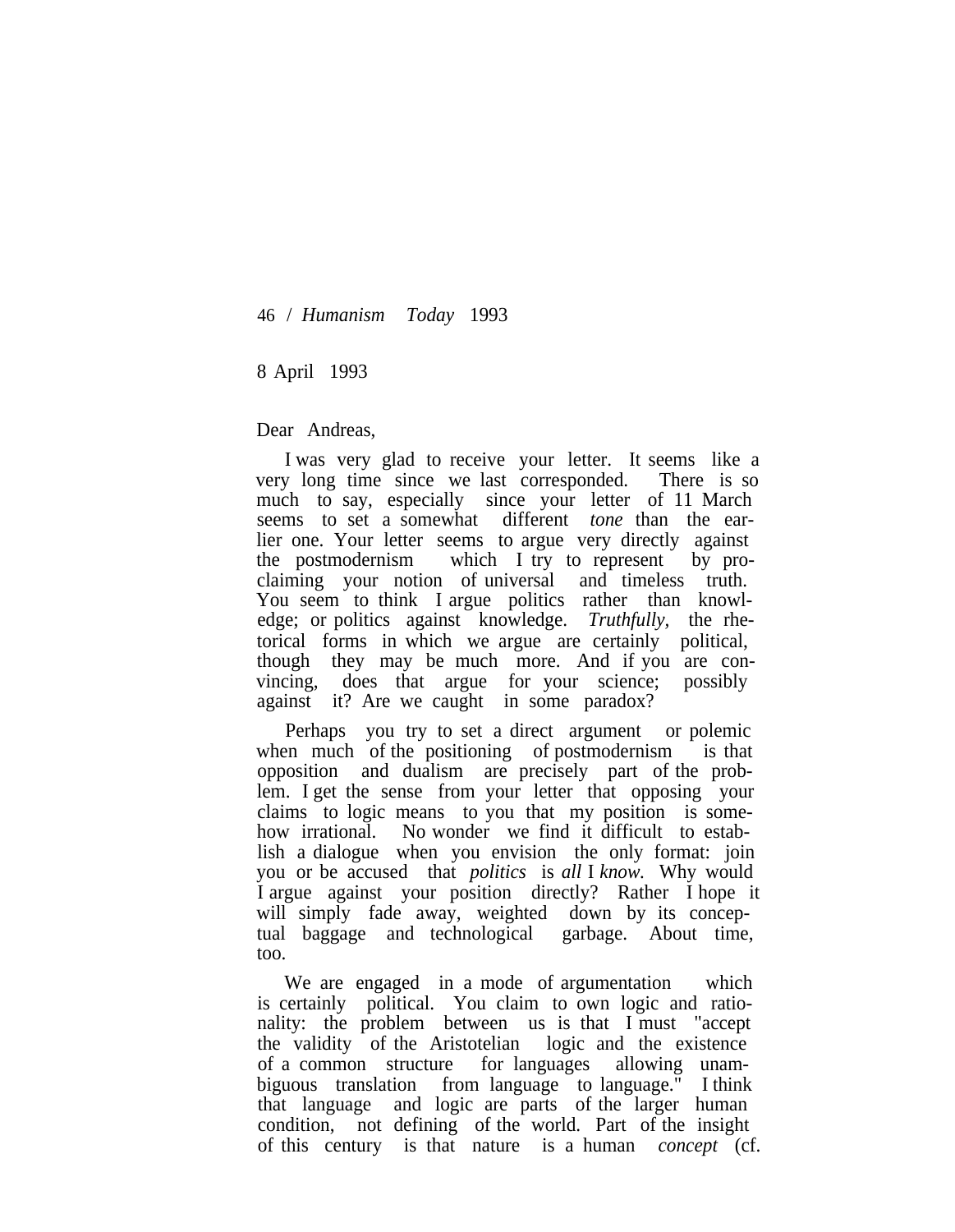8 April 1993

Dear Andreas,

I was very glad to receive your letter. It seems like a very long time since we last corresponded. There is so much to say, especially since your letter of 11 March seems to set a somewhat different *tone* than the earlier one. Your letter seems to argue very directly against the postmodernism which I try to represent by proclaiming your notion of universal and timeless truth. You seem to think I argue politics rather than knowledge; or politics against knowledge. *Truthfully,* the rhetorical forms in which we argue are certainly political, though they may be much more. And if you are convincing, does that argue for your science; possibly against it? Are we caught in some paradox?

Perhaps you try to set a direct argument or polemic when much of the positioning of postmodernism is that opposition and dualism are precisely part of the problem. I get the sense from your letter that opposing your claims to logic means to you that my position is somehow irrational. No wonder we find it difficult to establish a dialogue when you envision the only format: join you or be accused that *politics* is *all* I *know.* Why would I argue against your position directly? Rather I hope it will simply fade away, weighted down by its conceptual baggage and technological garbage. About time, too.

We are engaged in a mode of argumentation which is certainly political. You claim to own logic and rationality: the problem between us is that I must "accept the validity of the Aristotelian logic and the existence of a common structure for languages allowing unambiguous translation from language to language." I think that language and logic are parts of the larger human condition, not defining of the world. Part of the insight of this century is that nature is a human *concept* (cf.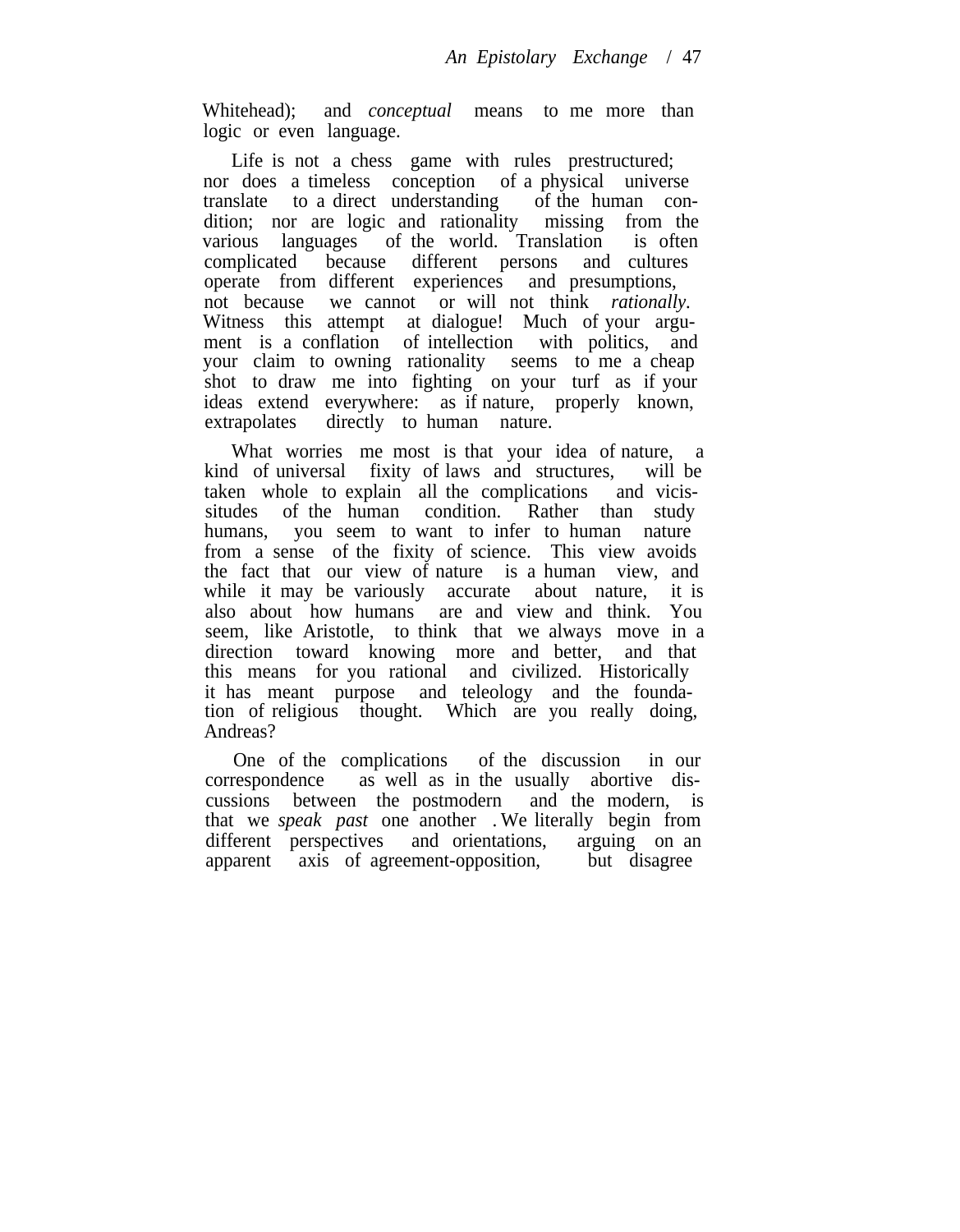Whitehead); and *conceptual* means to me more than logic or even language.

Life is not a chess game with rules prestructured; nor does a timeless conception of a physical universe translate to a direct understanding of the human condition; nor are logic and rationality missing from the various languages of the world. Translation is often complicated because different persons and cultures operate from different experiences and presumptions, not because we cannot or will not think *rationally*. Witness this attempt at dialogue! Much of your argument is a conflation of intellection with politics, and your claim to owning rationality seems to me a cheap shot to draw me into fighting on your turf as if your ideas extend everywhere: as if nature, properly known, extrapolates directly to human nature.

What worries me most is that your idea of nature, a kind of universal fixity of laws and structures, will be taken whole to explain all the complications and vicissitudes of the human condition. Rather than study humans, you seem to want to infer to human nature from a sense of the fixity of science. This view avoids the fact that our view of nature is a human view, and while it may be variously accurate about nature, it is also about how humans are and view and think. You seem, like Aristotle, to think that we always move in a direction toward knowing more and better, and that this means for you rational and civilized. Historically it has meant purpose and teleology and the foundation of religious thought. Which are you really doing, Andreas?

One of the complications of the discussion in our correspondence as well as in the usually abortive discussions between the postmodern and the modern, is that we *speak past* one another. We literally begin from different perspectives and orientations, arguing on an apparent axis of agreement-opposition, but disagree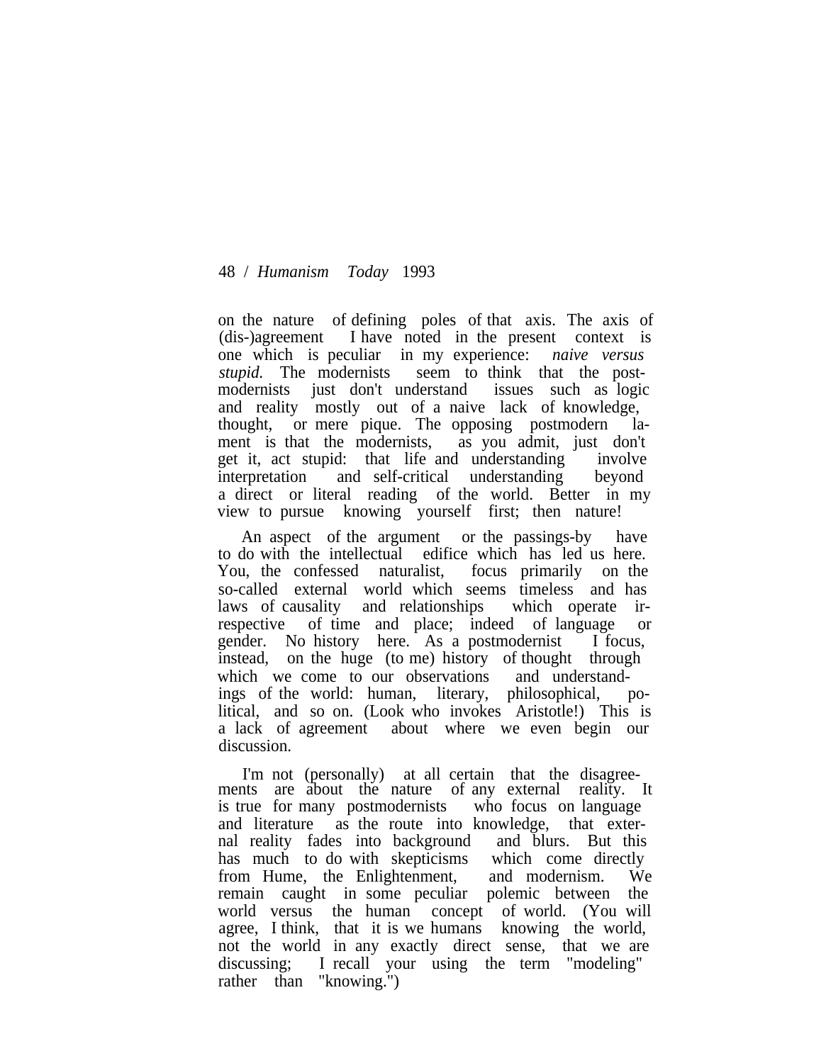on the nature of defining poles of that axis. The axis of (dis-)agreement I have noted in the present context is one which is peculiar in my experience: *naive versus stupid.* The modernists seem to think that the post-modernists just don't understand issues such as logic and reality mostly out of a naive lack of knowledge, thought, or mere pique. The opposing postmodern lament is that the modernists, as you admit, just don't get it, act stupid: that life and understanding involve interpretation and self-critical understanding beyond a direct or literal reading of the world. Better in my view to pursue knowing yourself first; then nature!

An aspect of the argument or the passings-by have to do with the intellectual edifice which has led us here. You, the confessed naturalist, focus primarily on the so-called external world which seems timeless and has laws of causality and relationships which operate irrespective of time and place; indeed of language or gender. No history here. As a postmodernist I focus, instead, on the huge (to me) history of thought through which we come to our observations and understandings of the world: human, literary, philosophical, political, and so on. (Look who invokes Aristotle!) This is a lack of agreement about where we even begin our discussion.

I'm not (personally) at all certain that the disagreements are about the nature of any external reality. It is true for many postmodernists who focus on language and literature as the route into knowledge, that external reality fades into background and blurs. But this has much to do with skepticisms which come directly from Hume, the Enlightenment, and modernism. We remain caught in some peculiar polemic between the world versus the human concept of world. (You will agree, I think, that it is we humans knowing the world, not the world in any exactly direct sense, that we are discussing; I recall your using the term "modeling" rather than "knowing.")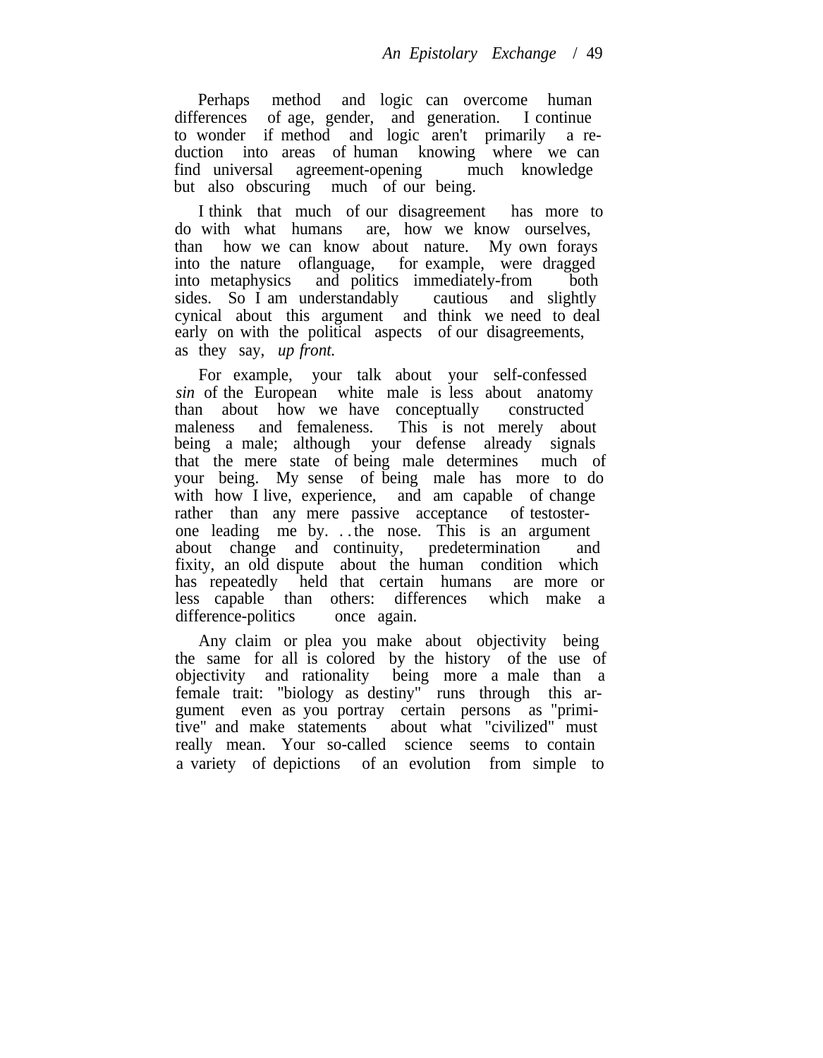Perhaps method and logic can overcome human differences of age, gender, and generation. I continue to wonder if method and logic aren't primarily a reduction into areas of human knowing where we can find universal agreement-opening much knowledge but also obscuring much of our being.

I think that much of our disagreement has more to do with what humans are, how we know ourselves, than how we can know about nature. My own forays into the nature oflanguage, for example, were dragged into metaphysics and politics immediately-from both sides. So I am understandably cautious and slightly cynical about this argument and think we need to deal early on with the political aspects of our disagreements, as they say, *up front.*

For example, your talk about your self-confessed *sin* of the European white male is less about anatomy than about how we have conceptually constructed maleness and femaleness. This is not merely about being a male; although your defense already signals that the mere state of being male determines much of your being. My sense of being male has more to do with how I live, experience, and am capable of change rather than any mere passive acceptance of testosterone leading me by. . . the nose. This is an argument about change and continuity, predetermination and fixity, an old dispute about the human condition which has repeatedly held that certain humans are more or less capable than others: differences which make a difference-politics once again.

Any claim or plea you make about objectivity being the same for all is colored by the history of the use of objectivity and rationality being more a male than a female trait: "biology as destiny" runs through this argument even as you portray certain persons as "primitive" and make statements about what "civilized" must really mean. Your so-called science seems to contain a variety of depictions of an evolution from simple to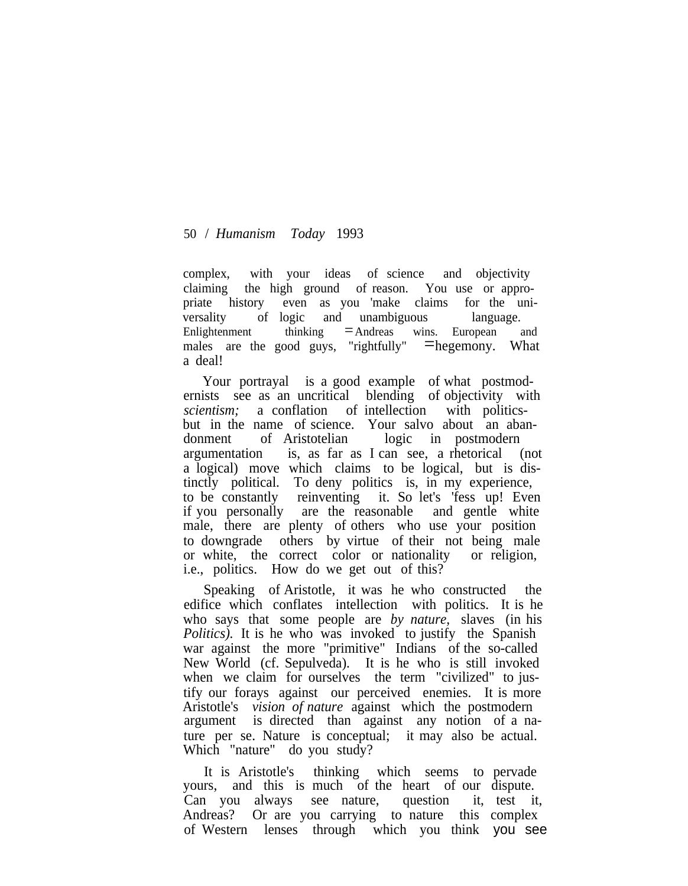complex, with your ideas of science and objectivity claiming the high ground of reason. You use or appropriate history even as you 'make claims for the universality of logic and unambiguous language. Enlightenment thinking = Andreas wins. European and males are the good guys, "rightfully" = hegemony. What a deal!

Your portrayal is a good example of what postmodernists see as an uncritical blending of objectivity with *scientism;* a conflation of intellection with politics-but in the name of science. Your salvo about an abandonment of Aristotelian logic in postmodern argumentation is, as far as I can see, a rhetorical (not a logical) move which claims to be logical, but is distinctly political. To deny politics is, in my experience, to be constantly reinventing it. So let's 'fess up! Even if you personally are the reasonable and gentle white male, there are plenty of others who use your position to downgrade others by virtue of their not being male or white, the correct color or nationality or religion, i.e., politics. How do we get out of this?

Speaking of Aristotle, it was he who constructed the edifice which conflates intellection with politics. It is he who says that some people are *by nature,* slaves (in his *Politics).* It is he who was invoked to justify the Spanish war against the more "primitive" Indians of the so-called New World (cf. Sepulveda). It is he who is still invoked when we claim for ourselves the term "civilized" to justify our forays against our perceived enemies. It is more Aristotle's *vision of nature* against which the postmodern argument is directed than against any notion of a nature per se. Nature is conceptual; it may also be actual. Which "nature" do you study?

It is Aristotle's thinking which seems to pervade yours, and this is much of the heart of our dispute. Can you always see nature, question it, test it, Andreas? Or are you carrying to nature this complex of Western lenses through which you think you see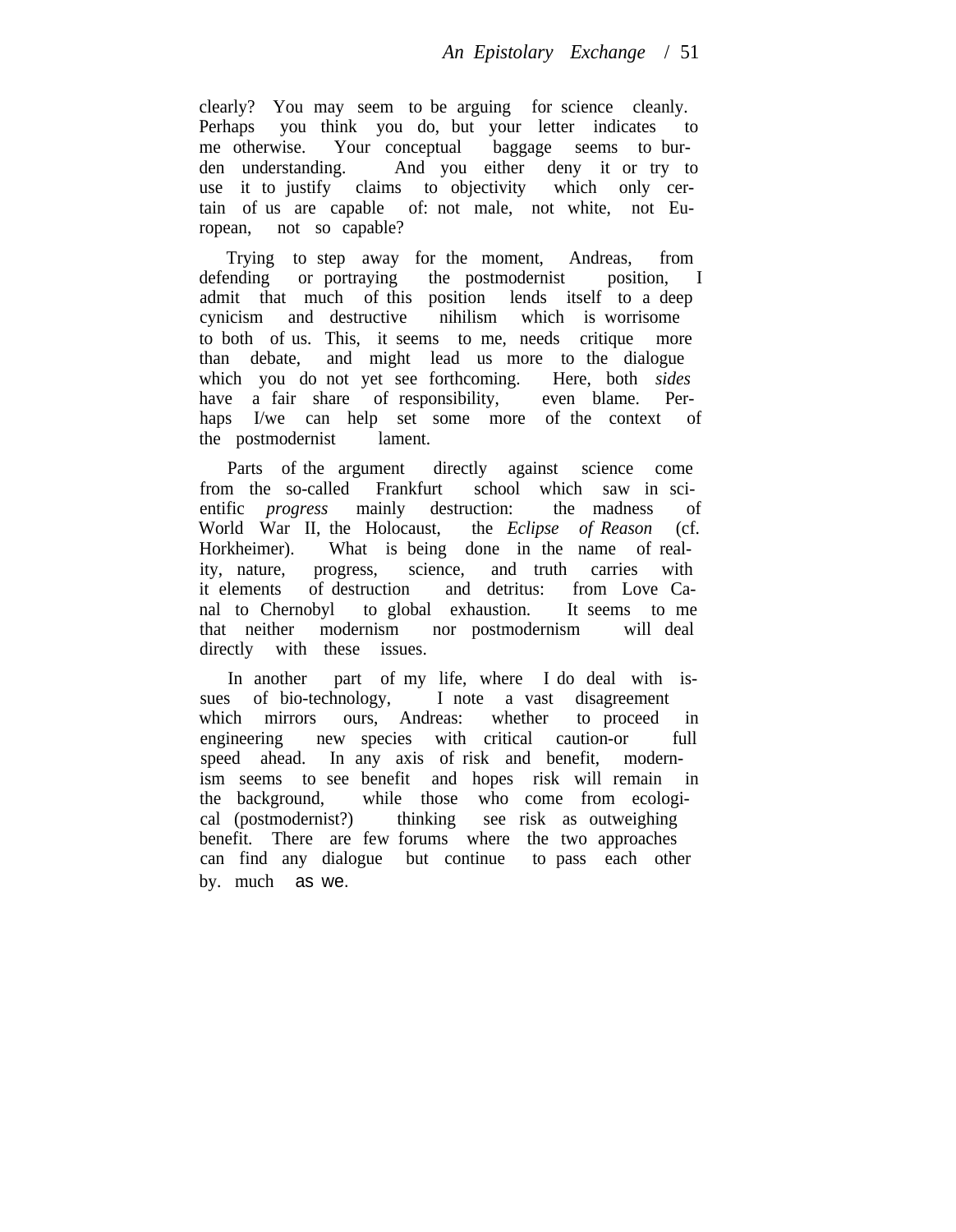clearly? You may seem to be arguing for science cleanly. Perhaps you think you do, but your letter indicates to me otherwise. Your conceptual baggage seems to burden understanding. And you either deny it or try to use it to justify claims to objectivity which only certain of us are capable of: not male, not white, not European, not so capable?

Trying to step away for the moment, Andreas, from defending or portraying the postmodernist position, I admit that much of this position lends itself to a deep cynicism and destructive nihilism which is worrisome to both of us. This, it seems to me, needs critique more than debate, and might lead us more to the dialogue which you do not yet see forthcoming. Here, both *sides* have a fair share of responsibility, even blame. Perhaps I/we can help set some more of the context of the postmodernist lament.

Parts of the argument directly against science come from the so-called Frankfurt school which saw in scientific *progress* mainly destruction: the madness of World War II, the Holocaust, the *Eclipse of Reason* (cf. Horkheimer). What is being done in the name of reality, nature, progress, science, and truth carries with it elements of destruction and detritus: from Love Canal to Chernobyl to global exhaustion. It seems to me that neither modernism nor postmodernism will deal directly with these issues.

In another part of my life, where I do deal with issues of bio-technology, I note a vast disagreement which mirrors ours, Andreas: whether to proceed in engineering new species with critical caution-or full speed ahead. In any axis of risk and benefit, modernism seems to see benefit and hopes risk will remain in the background, while those who come from ecological (postmodernist?) thinking see risk as outweighing benefit. There are few forums where the two approaches can find any dialogue but continue to pass each other by. much as we.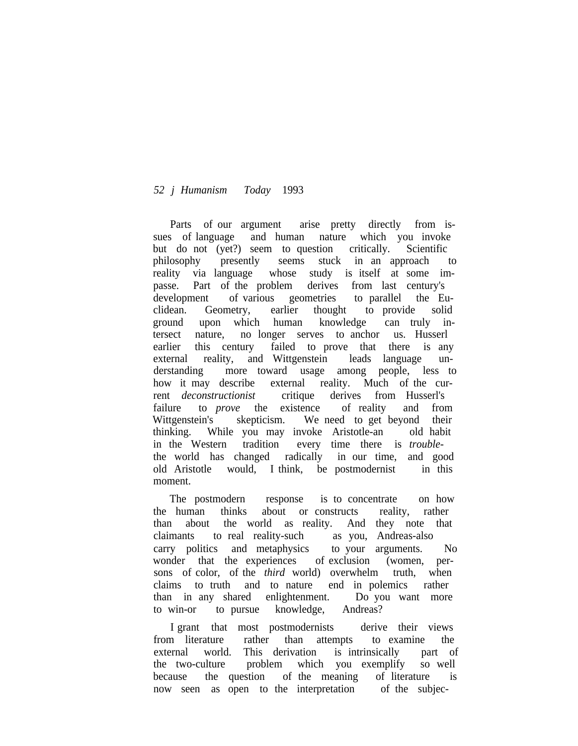Parts of our argument arise pretty directly from issues of language and human nature which you invoke but do not (yet?) seem to question critically. Scientific philosophy presently seems stuck in an approach to reality via language whose study is itself at some impasse. Part of the problem derives from last century's development of various geometries to parallel the Euclidean. Geometry, earlier thought to provide solid ground upon which human knowledge can truly intersect nature, no longer serves to anchor us. Husserl earlier this century failed to prove that there is any external reality, and Wittgenstein leads language understanding more toward usage among people, less to how it may describe external reality. Much of the current *deconstructionist* critique derives from Husserl's failure to *prove* the existence of reality and from Wittgenstein's skepticism. We need to get beyond their thinking. While you may invoke Aristotle-an old habit in the Western tradition every time there is *trouble*-the world has changed radically in our time, and good old Aristotle would, I think, be postmodernist in this moment.

The postmodern response is to concentrate on how the human thinks about or constructs reality, rather than about the world as reality. And they note that claimants to real reality-such as you, Andreas-also carry politics and metaphysics to your arguments. No wonder that the experiences of exclusion (women, persons of color, of the *third* world) overwhelm truth, when claims to truth and to nature end in polemics rather than in any shared enlightenment. Do you want more to win-or to pursue knowledge, Andreas?

I grant that most postmodernists derive their views from literature rather than attempts to examine the external world. This derivation is intrinsically part of the two-culture problem which you exemplify so well because the question of the meaning of literature is now seen as open to the interpretation of the subjec-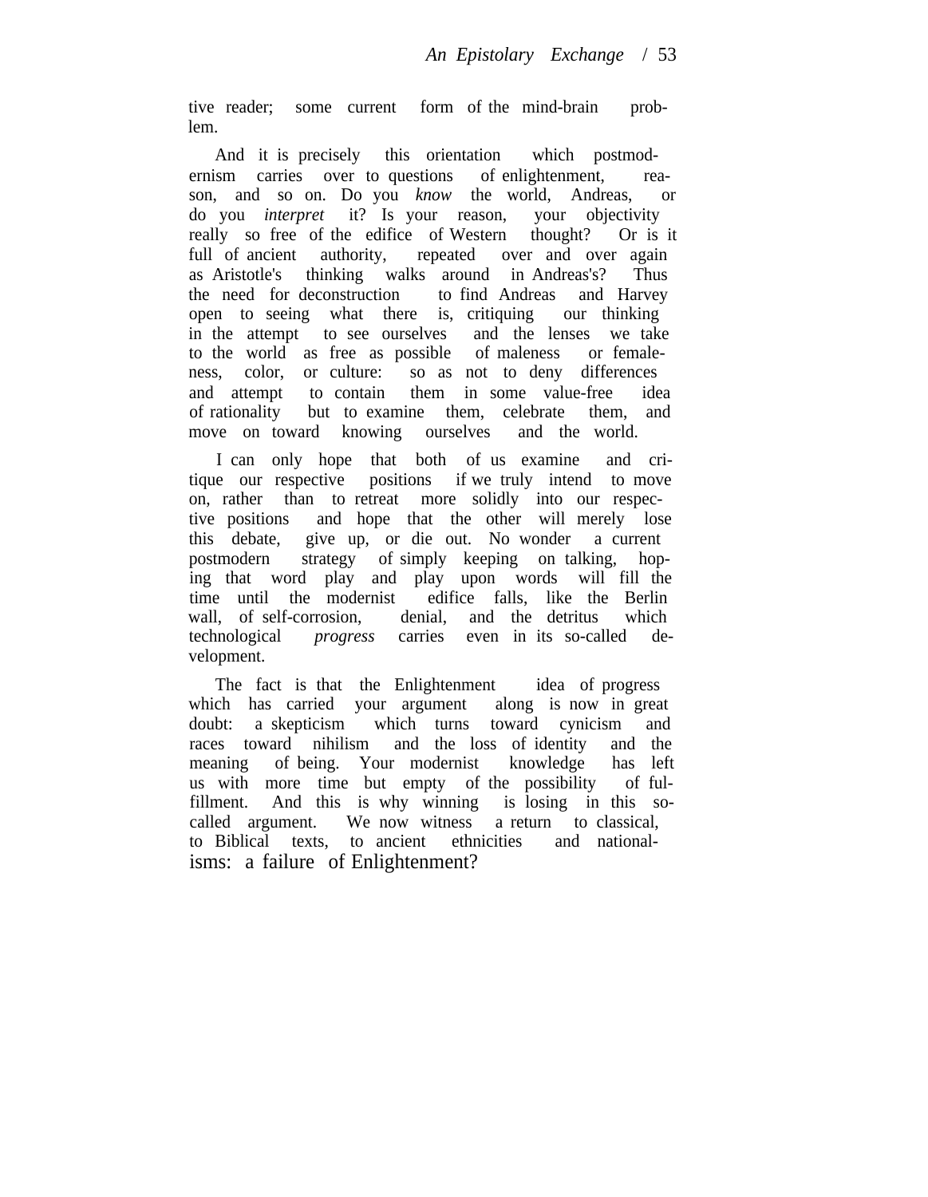tive reader; some current form of the mind-brain problem.

And it is precisely this orientation which postmodernism carries over to questions of enlightenment, reason, and so on. Do you *know* the world, Andreas, or do you *interpret* it? Is your reason, your objectivity really so free of the edifice of Western thought? Or is it full of ancient authority, repeated over and over again as Aristotle's thinking walks around in Andreas's? Thus the need for deconstruction to find Andreas and Harvey open to seeing what there is, critiquing our thinking in the attempt to see ourselves and the lenses we take to the world as free as possible of maleness or femaleness, color, or culture: so as not to deny differences and attempt to contain them in some value-free idea of rationality but to examine them, celebrate them, and move on toward knowing ourselves and the world.

I can only hope that both of us examine and critique our respective positions if we truly intend to move on, rather than to retreat more solidly into our respective positions and hope that the other will merely lose this debate, give up, or die out. No wonder a current postmodern strategy of simply keeping on talking, hoping that word play and play upon words will fill the time until the modernist edifice falls, like the Berlin wall, of self-corrosion, denial, and the detritus which technological *progress* carries even in its so-called development.

The fact is that the Enlightenment idea of progress which has carried your argument along is now in great doubt: a skepticism which turns toward cynicism and races toward nihilism and the loss of identity and the meaning of being. Your modernist knowledge has left us with more time but empty of the possibility of fulfillment. And this is why winning is losing in this so-called argument. We now witness a return to classical, to Biblical texts, to ancient ethnicities and nationalisms: a failure of Enlightenment?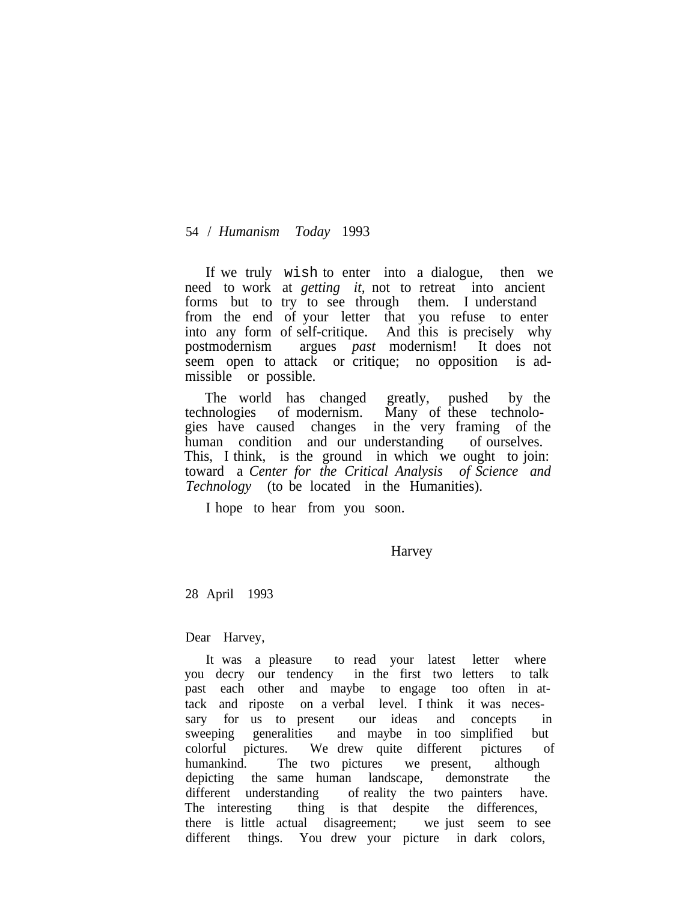If we truly wish to enter into a dialogue, then we need to work at *getting it,* not to retreat into ancient forms but to try to see through them. I understand from the end of your letter that you refuse to enter into any form of self-critique. And this is precisely why postmodernism argues *past* modernism! It does not seem open to attack or critique; no opposition is admissible or possible.

The world has changed greatly, pushed by the technologies of modernism. Many of these technologies have caused changes in the very framing of the human condition and our understanding of ourselves. This, I think, is the ground in which we ought to join: toward a *Center for the Critical Analysis of Science and Technology* (to be located in the Humanities).

I hope to hear from you soon.

Harvey

28 April 1993

Dear Harvey,

It was a pleasure to read your latest letter where you decry our tendency in the first two letters to talk past each other and maybe to engage too often in attack and riposte on a verbal level. I think it was necessary for us to present our ideas and concepts in sweeping generalities and maybe in too simplified but colorful pictures. We drew quite different pictures of humankind. The two pictures we present, although depicting the same human landscape, demonstrate the different understanding of reality the two painters have. The interesting thing is that despite the differences, there is little actual disagreement; we just seem to see different things. You drew your picture in dark colors,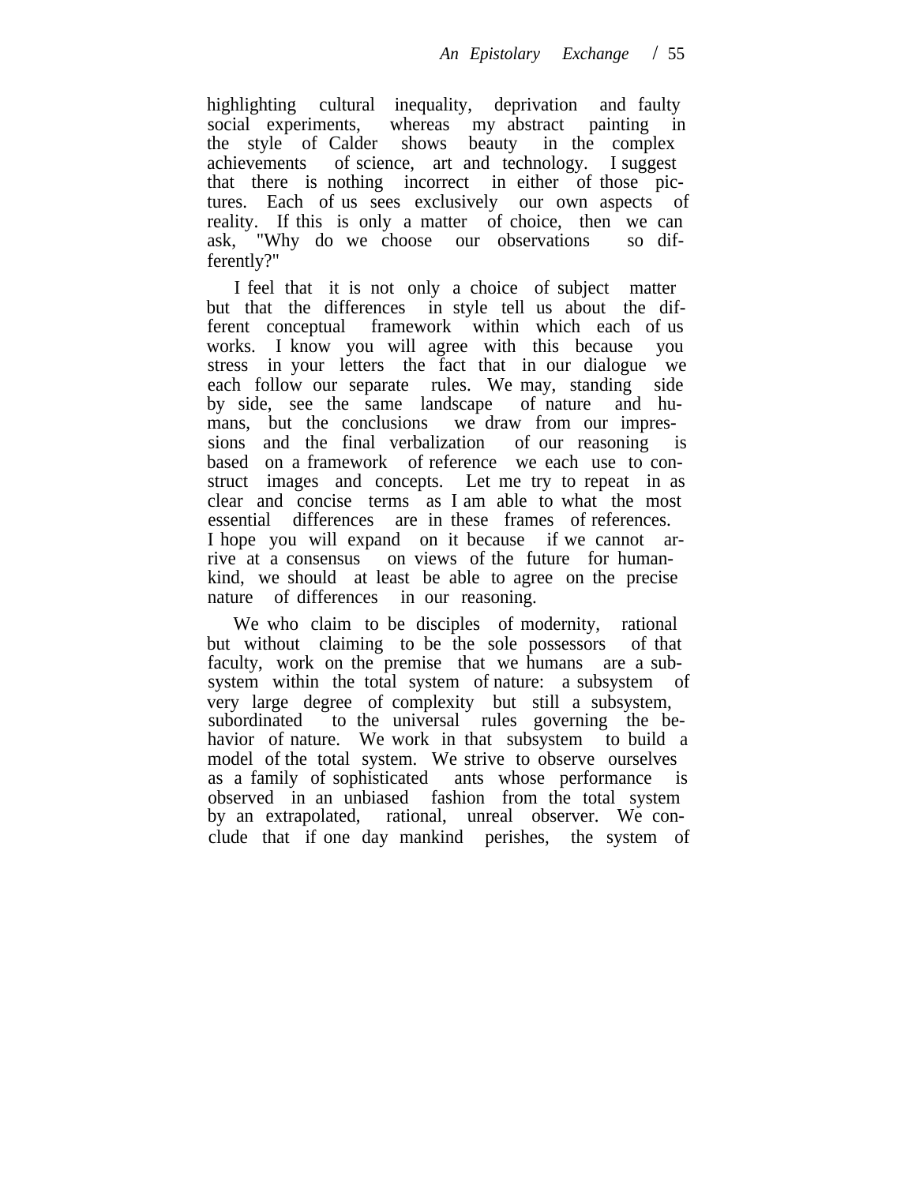highlighting cultural inequality, deprivation and faulty social experiments, whereas my abstract painting in the style of Calder shows beauty in the complex achievements of science, art and technology. I suggest that there is nothing incorrect in either of those pictures. Each of us sees exclusively our own aspects of reality. If this is only a matter of choice, then we can ask, "Why do we choose our observations so differently?"

I feel that it is not only a choice of subject matter but that the differences in style tell us about the different conceptual framework within which each of us works. I know you will agree with this because you stress in your letters the fact that in our dialogue we each follow our separate rules. We may, standing side by side, see the same landscape of nature and humans, but the conclusions we draw from our impressions and the final verbalization of our reasoning is based on a framework of reference we each use to construct images and concepts. Let me try to repeat in as clear and concise terms as I am able to what the most essential differences are in these frames of references. I hope you will expand on it because if we cannot arrive at a consensus on views of the future for humankind, we should at least be able to agree on the precise nature of differences in our reasoning.

We who claim to be disciples of modernity, rational but without claiming to be the sole possessors of that faculty, work on the premise that we humans are a subsystem within the total system of nature: a subsystem of very large degree of complexity but still a subsystem, subordinated to the universal rules governing the behavior of nature. We work in that subsystem to build a model of the total system. We strive to observe ourselves as a family of sophisticated ants whose performance is observed in an unbiased fashion from the total system by an extrapolated, rational, unreal observer. We conclude that if one day mankind perishes, the system of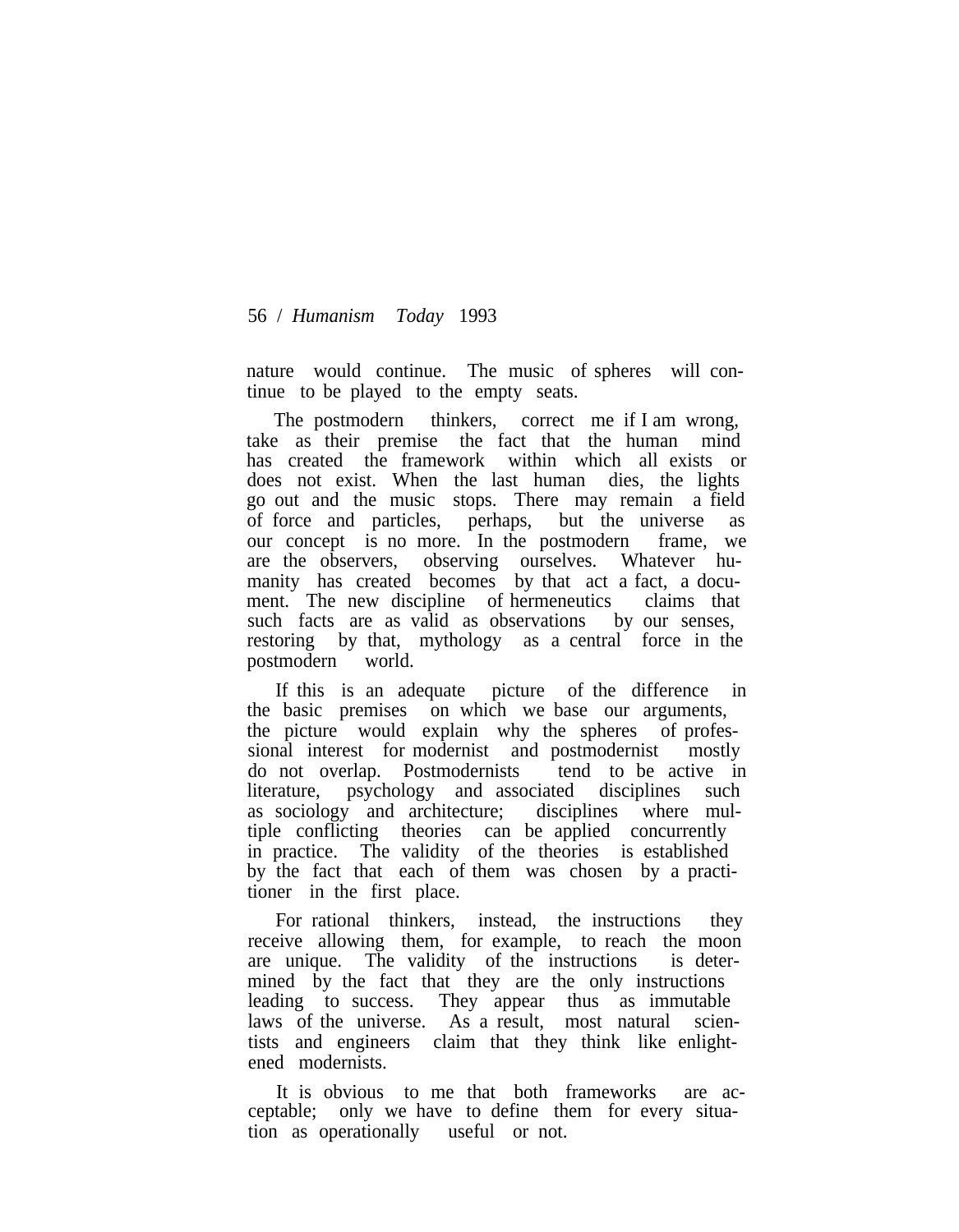nature would continue. The music of spheres will continue to be played to the empty seats.

The postmodern thinkers, correct me if I am wrong, take as their premise the fact that the human mind has created the framework within which all exists or does not exist. When the last human dies, the lights go out and the music stops. There may remain a field of force and particles, perhaps, but the universe as our concept is no more. In the postmodern frame, we are the observers, observing ourselves. Whatever humanity has created becomes by that act a fact, a document. The new discipline of hermeneutics claims that such facts are as valid as observations by our senses, restoring by that, mythology as a central force in the postmodern world.

If this is an adequate picture of the difference in the basic premises on which we base our arguments, the picture would explain why the spheres of professional interest for modernist and postmodernist mostly do not overlap. Postmodernists tend to be active in literature, psychology and associated disciplines such as sociology and architecture; disciplines where multiple conflicting theories can be applied concurrently in practice. The validity of the theories is established by the fact that each of them was chosen by a practitioner in the first place.

For rational thinkers, instead, the instructions they receive allowing them, for example, to reach the moon are unique. The validity of the instructions is determined by the fact that they are the only instructions leading to success. They appear thus as immutable laws of the universe. As a result, most natural scientists and engineers claim that they think like enlightened modernists.

It is obvious to me that both frameworks are acceptable; only we have to define them for every situation as operationally useful or not.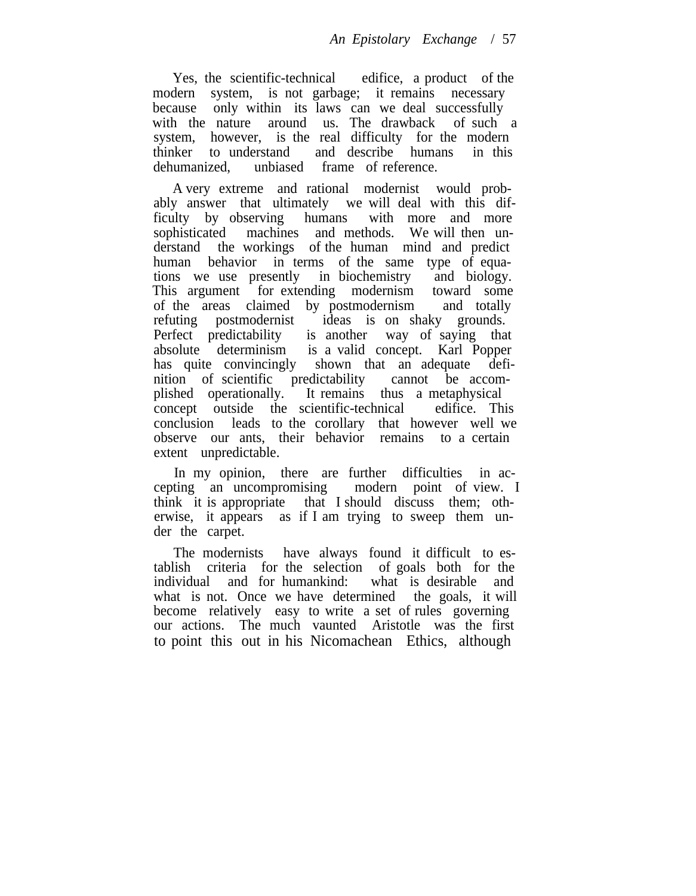Yes, the scientific-technical edifice, a product of the modern system, is not garbage; it remains necessary because only within its laws can we deal successfully with the nature around us. The drawback of such a system, however, is the real difficulty for the modern thinker to understand and describe humans in this dehumanized, unbiased frame of reference.

A very extreme and rational modernist would probably answer that ultimately we will deal with this difficulty by observing humans with more and more sophisticated machines and methods. We will then understand the workings of the human mind and predict human behavior in terms of the same type of equations we use presently in biochemistry and biology. This argument for extending modernism toward some of the areas claimed by postmodernism and totally refuting postmodernist ideas is on shaky grounds. Perfect predictability is another way of saying that absolute determinism is a valid concept. Karl Popper has quite convincingly shown that an adequate definition of scientific predictability cannot be accomplished operationally. It remains thus a metaphysical concept outside the scientific-technical edifice. This conclusion leads to the corollary that however well we observe our ants, their behavior remains to a certain extent unpredictable.

In my opinion, there are further difficulties in accepting an uncompromising modern point of view. I think it is appropriate that I should discuss them; otherwise, it appears as if I am trying to sweep them under the carpet.

The modernists have always found it difficult to establish criteria for the selection of goals both for the individual and for humankind: what is desirable and what is not. Once we have determined the goals, it will become relatively easy to write a set of rules governing our actions. The much vaunted Aristotle was the first to point this out in his Nicomachean Ethics, although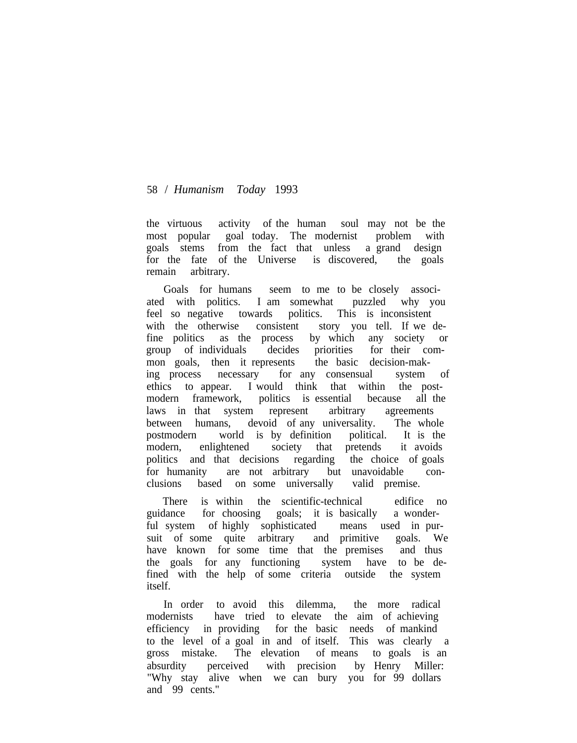the virtuous activity of the human soul may not be the most popular goal today. The modernist problem with goals stems from the fact that unless a grand design for the fate of the Universe is discovered, the goals remain arbitrary.

Goals for humans seem to me to be closely associated with politics. I am somewhat puzzled why you feel so negative towards politics. This is inconsistent with the otherwise consistent story you tell. If we define politics as the process by which any society or group of individuals decides priorities for their common goals, then it represents the basic decision-making process necessary for any consensual system of ethics to appear. I would think that within the postmodern framework, politics is essential because all the laws in that system represent arbitrary agreements between humans, devoid of any universality. The whole postmodern world is by definition political. It is the modern, enlightened society that pretends it avoids politics and that decisions regarding the choice of goals for humanity are not arbitrary but unavoidable conclusions based on some universally valid premise.

There is within the scientific-technical edifice no guidance for choosing goals; it is basically a wonderful system of highly sophisticated means used in pursuit of some quite arbitrary and primitive goals. We have known for some time that the premises and thus the goals for any functioning system have to be defined with the help of some criteria outside the system itself.

In order to avoid this dilemma, the more radical modernists have tried to elevate the aim of achieving efficiency in providing for the basic needs of mankind to the level of a goal in and of itself. This was clearly a gross mistake. The elevation of means to goals is an absurdity perceived with precision by Henry Miller: "Why stay alive when we can bury you for 99 dollars and 99 cents."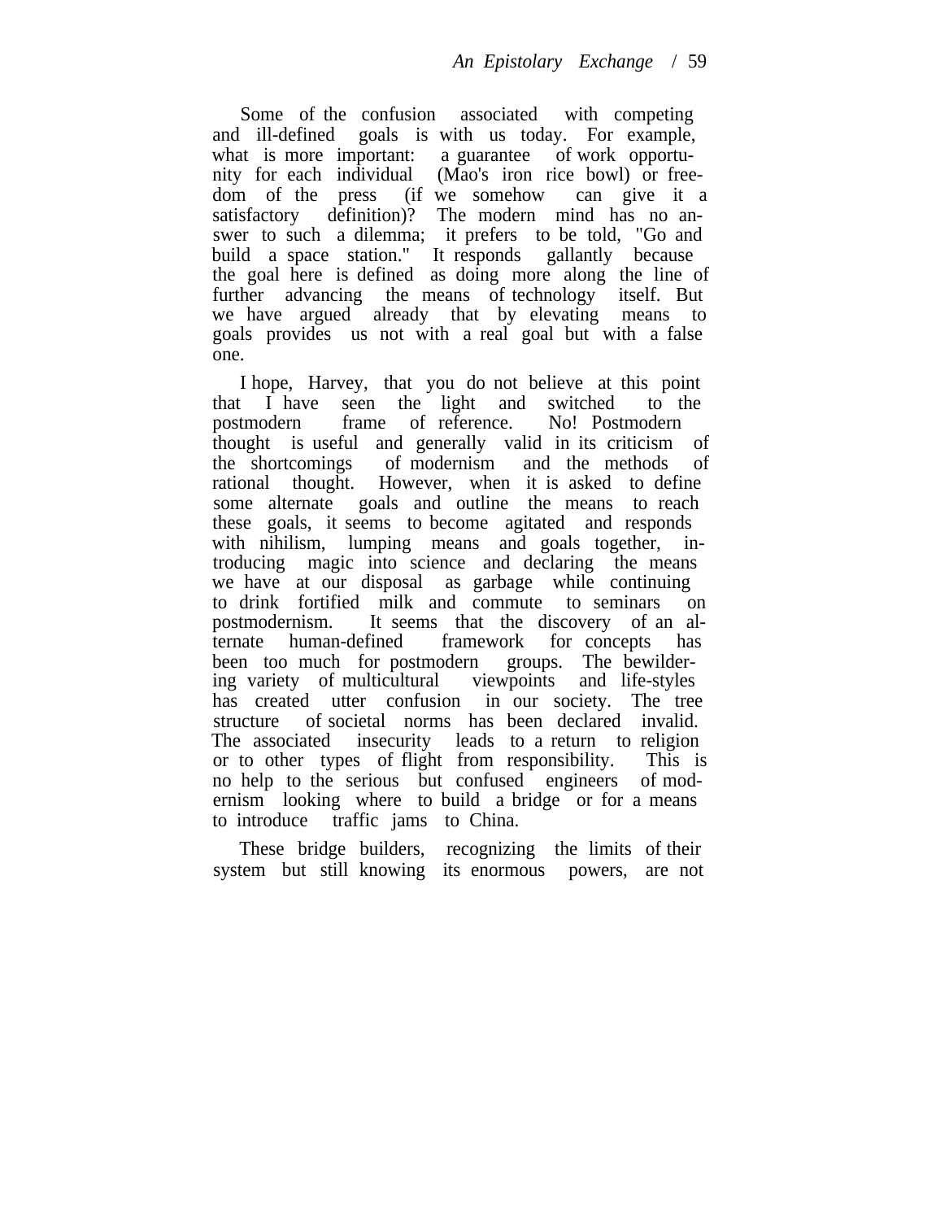Some of the confusion associated with competing and ill-defined goals is with us today. For example, what is more important: a guarantee of work opportunity for each individual (Mao's iron rice bowl) or freedom of the press (if we somehow can give it a satisfactory definition)? The modern mind has no answer to such a dilemma; it prefers to be told, "Go and build a space station." It responds gallantly because the goal here is defined as doing more along the line of further advancing the means of technology itself. But we have argued already that by elevating means to goals provides us not with a real goal but with a false one.

I hope, Harvey, that you do not believe at this point that I have seen the light and switched to the postmodern frame of reference. No! Postmodern thought is useful and generally valid in its criticism of the shortcomings of modernism and the methods of rational thought. However, when it is asked to define some alternate goals and outline the means to reach these goals, it seems to become agitated and responds with nihilism, lumping means and goals together, introducing magic into science and declaring the means we have at our disposal as garbage while continuing to drink fortified milk and commute to seminars on postmodernism. It seems that the discovery of an alternate human-defined framework for concepts has been too much for postmodern groups. The bewildering variety of multicultural viewpoints and life-styles has created utter confusion in our society. The tree structure of societal norms has been declared invalid. The associated insecurity leads to a return to religion or to other types of flight from responsibility. This is no help to the serious but confused engineers of modernism looking where to build a bridge or for a means to introduce traffic jams to China.

These bridge builders, recognizing the limits of their system but still knowing its enormous powers, are not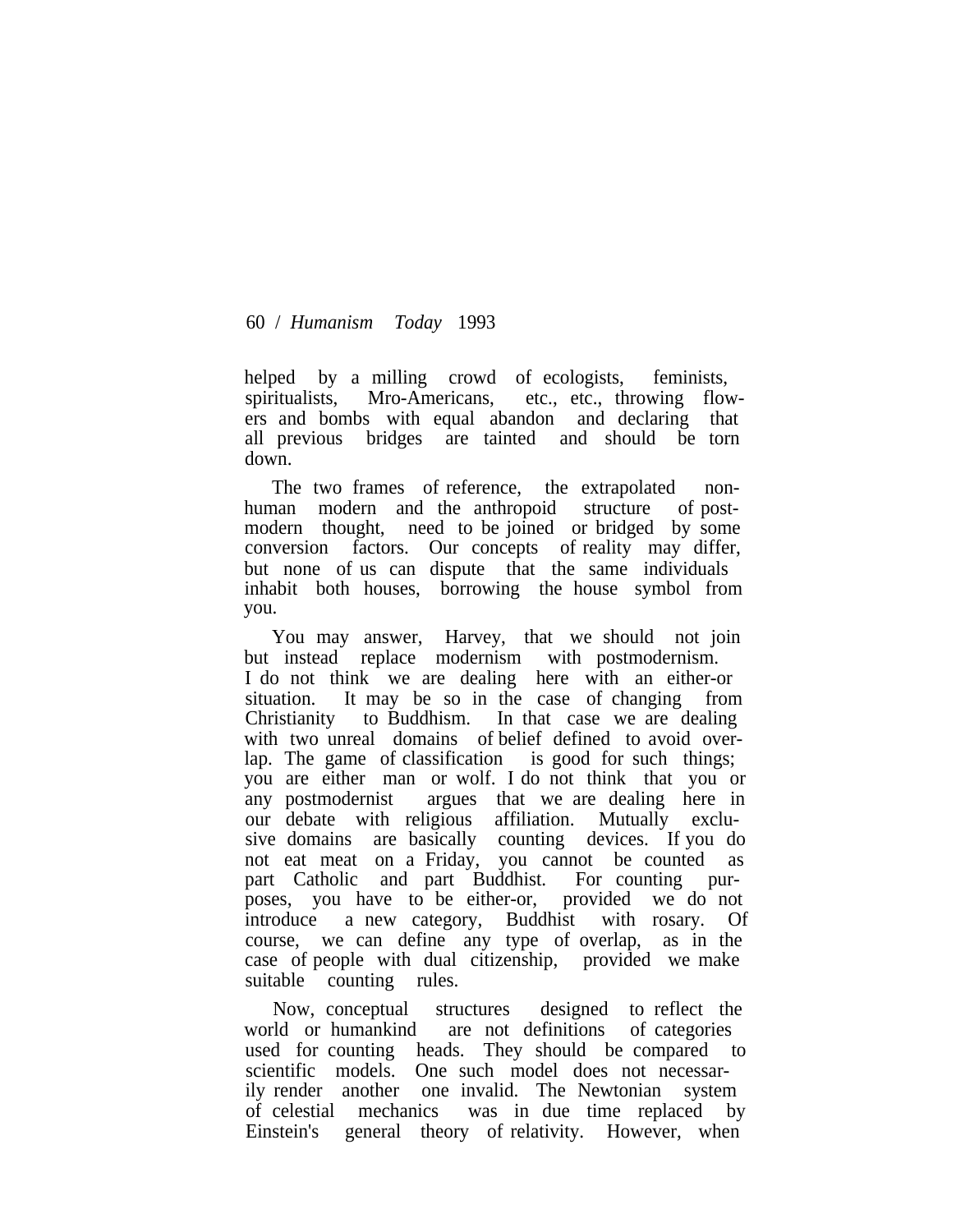helped by a milling crowd of ecologists, feminists, spiritualists, Mro-Americans, etc., etc., throwing flowers and bombs with equal abandon and declaring that all previous bridges are tainted and should be torn down.

The two frames of reference, the extrapolated nonhuman modern and the anthropoid structure of postmodern thought, need to be joined or bridged by some conversion factors. Our concepts of reality may differ, but none of us can dispute that the same individuals inhabit both houses, borrowing the house symbol from you.

You may answer, Harvey, that we should not join but instead replace modernism with postmodernism. I do not think we are dealing here with an either-or situation. It may be so in the case of changing from Christianity to Buddhism. In that case we are dealing with two unreal domains of belief defined to avoid overlap. The game of classification is good for such things; you are either man or wolf. I do not think that you or any postmodernist argues that we are dealing here in our debate with religious affiliation. Mutually exclusive domains are basically counting devices. If you do not eat meat on a Friday, you cannot be counted as part Catholic and part Buddhist. For counting purposes, you have to be either-or, provided we do not introduce a new category, Buddhist with rosary. Of course, we can define any type of overlap, as in the case of people with dual citizenship, provided we make suitable counting rules.

Now, conceptual structures designed to reflect the world or humankind are not definitions of categories used for counting heads. They should be compared to scientific models. One such model does not necessarily render another one invalid. The Newtonian system of celestial mechanics was in due time replaced by Einstein's general theory of relativity. However, when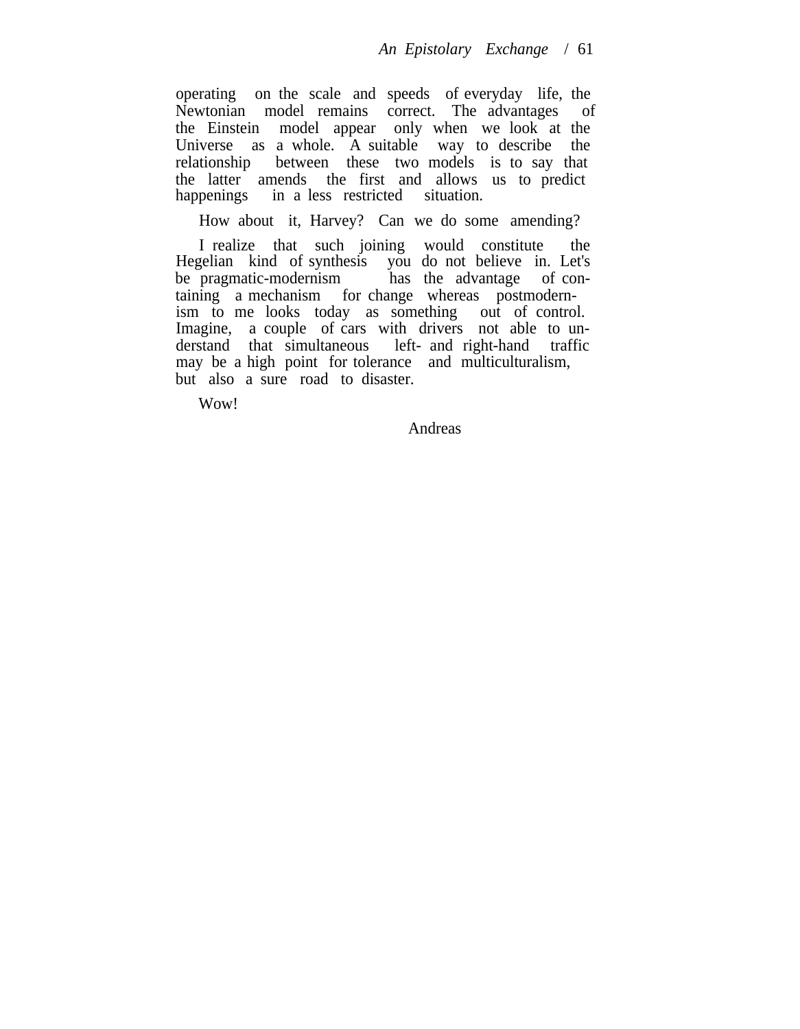operating on the scale and speeds of everyday life, the Newtonian model remains correct. The advantages of the Einstein model appear only when we look at the Universe as a whole. A suitable way to describe the relationship between these two models is to say that the latter amends the first and allows us to predict happenings in a less restricted situation.

How about it, Harvey? Can we do some amending?

I realize that such joining would constitute the Hegelian kind of synthesis you do not believe in. Let's be pragmatic-modernism has the advantage of containing a mechanism for change whereas postmodernism to me looks today as something out of control. Imagine, a couple of cars with drivers not able to understand that simultaneous left- and right-hand traffic may be a high point for tolerance and multiculturalism, but also a sure road to disaster.

Wow!

Andreas